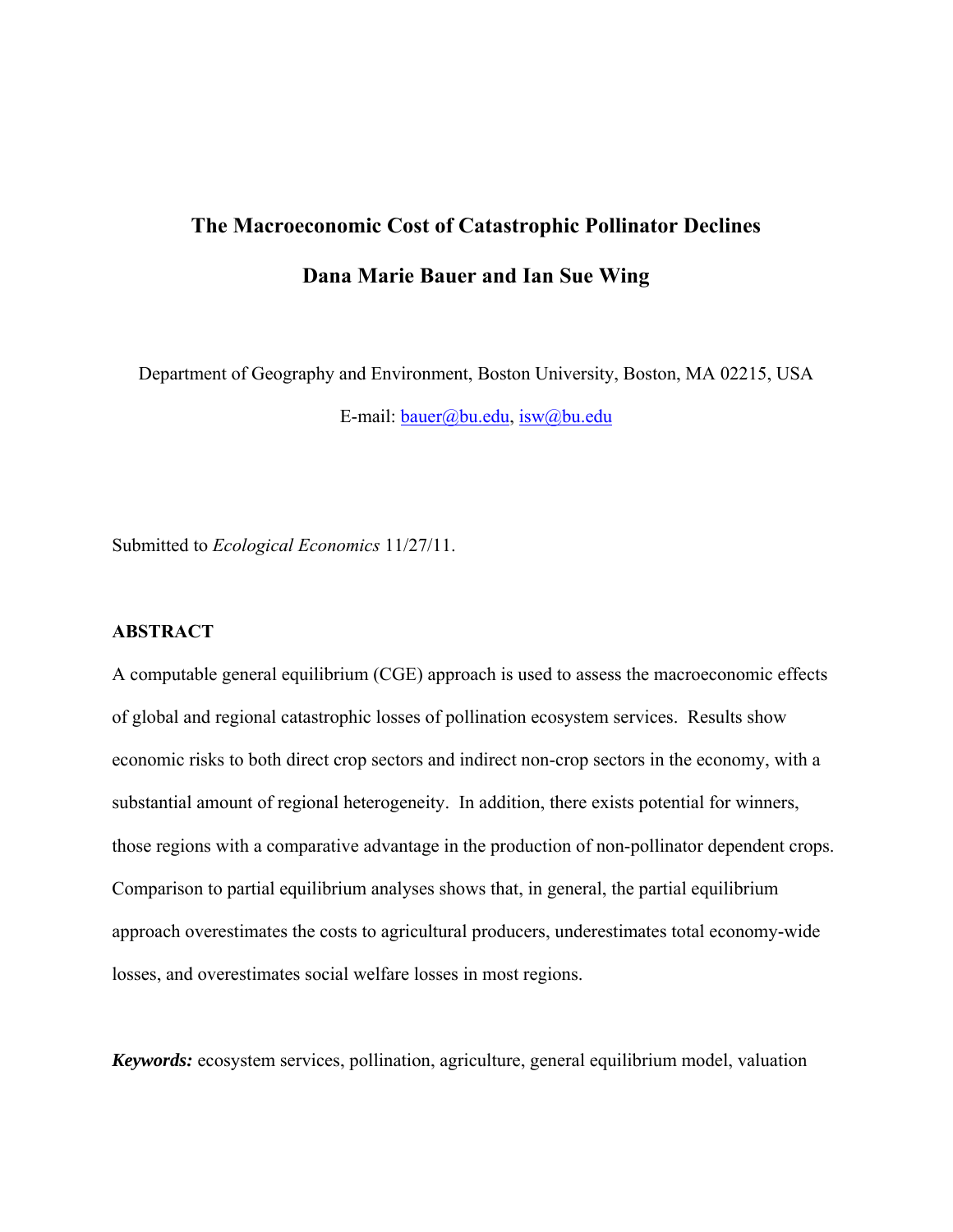# The Macroeconomic Cost of Catastrophic Pollinator Declines

## Dana Marie Bauer and Ian Sue Wing

Department of Geography and Environment, Boston University, Boston, MA 02215, USA

E-mail: bauer@bu.edu, isw@bu.edu

Submitted to *Ecological Economics* 11/27/11.

### ABSTRACT

A computable general equilibrium (CGE) approach is used to assess the macroeconomic effects of global and regional catastrophic losses of pollination ecosystem services. Results show economic risks to both direct crop sectors and indirect non-crop sectors in the economy, with a substantial amount of regional heterogeneity. In addition, there exists potential for winners, those regions with a comparative advantage in the production of non-pollinator dependent crops. Comparison to partial equilibrium analyses shows that, in general, the partial equilibrium approach overestimates the costs to agricultural producers, underestimates total economy-wide losses, and overestimates social welfare losses in most regions.

***Keywords:*** ecosystem services, pollination, agriculture, general equilibrium model, valuation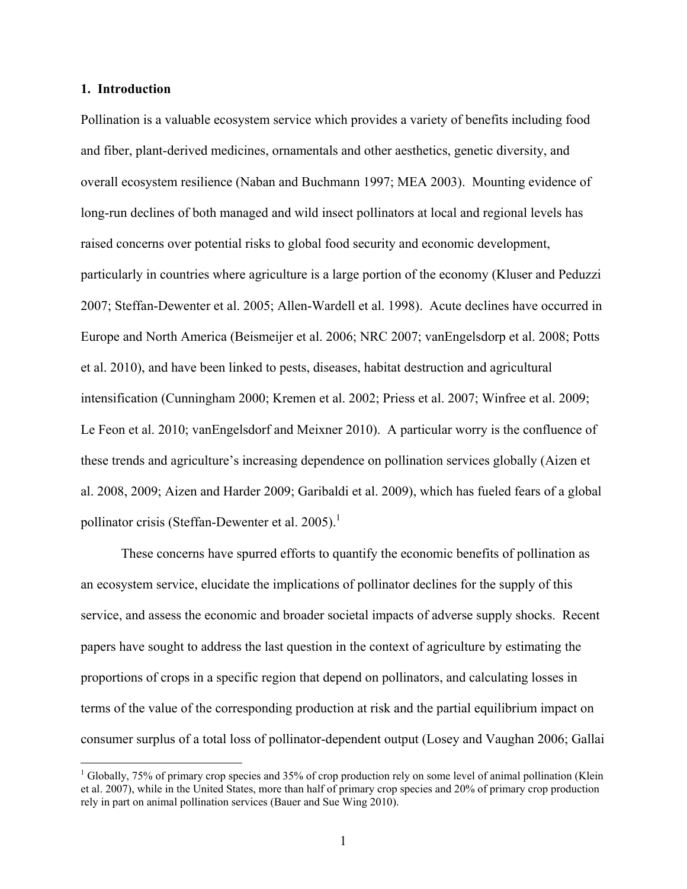## 1. Introduction

Pollination is a valuable ecosystem service which provides a variety of benefits including food and fiber, plant-derived medicines, ornamentals and other aesthetics, genetic diversity, and overall ecosystem resilience (Naban and Buchmann 1997; MEA 2003). Mounting evidence of long-run declines of both managed and wild insect pollinators at local and regional levels has raised concerns over potential risks to global food security and economic development, particularly in countries where agriculture is a large portion of the economy (Kluser and Peduzzi 2007; Steffan-Dewenter et al. 2005; Allen-Wardell et al. 1998). Acute declines have occurred in Europe and North America (Beismeijer et al. 2006; NRC 2007; vanEngelsdorp et al. 2008; Potts et al. 2010), and have been linked to pests, diseases, habitat destruction and agricultural intensification (Cunningham 2000; Kremen et al. 2002; Priess et al. 2007; Winfree et al. 2009; Le Feon et al. 2010; vanEngelsdorf and Meixner 2010). A particular worry is the confluence of these trends and agriculture's increasing dependence on pollination services globally (Aizen et al. 2008, 2009; Aizen and Harder 2009; Garibaldi et al. 2009), which has fueled fears of a global pollinator crisis (Steffan-Dewenter et al. 2005).[1]

These concerns have spurred efforts to quantify the economic benefits of pollination as an ecosystem service, elucidate the implications of pollinator declines for the supply of this service, and assess the economic and broader societal impacts of adverse supply shocks. Recent papers have sought to address the last question in the context of agriculture by estimating the proportions of crops in a specific region that depend on pollinators, and calculating losses in terms of the value of the corresponding production at risk and the partial equilibrium impact on consumer surplus of a total loss of pollinator-dependent output (Losey and Vaughan 2006; Gallai

[1] Globally, 75% of primary crop species and 35% of crop production rely on some level of animal pollination (Klein et al. 2007), while in the United States, more than half of primary crop species and 20% of primary crop production rely in part on animal pollination services (Bauer and Sue Wing 2010).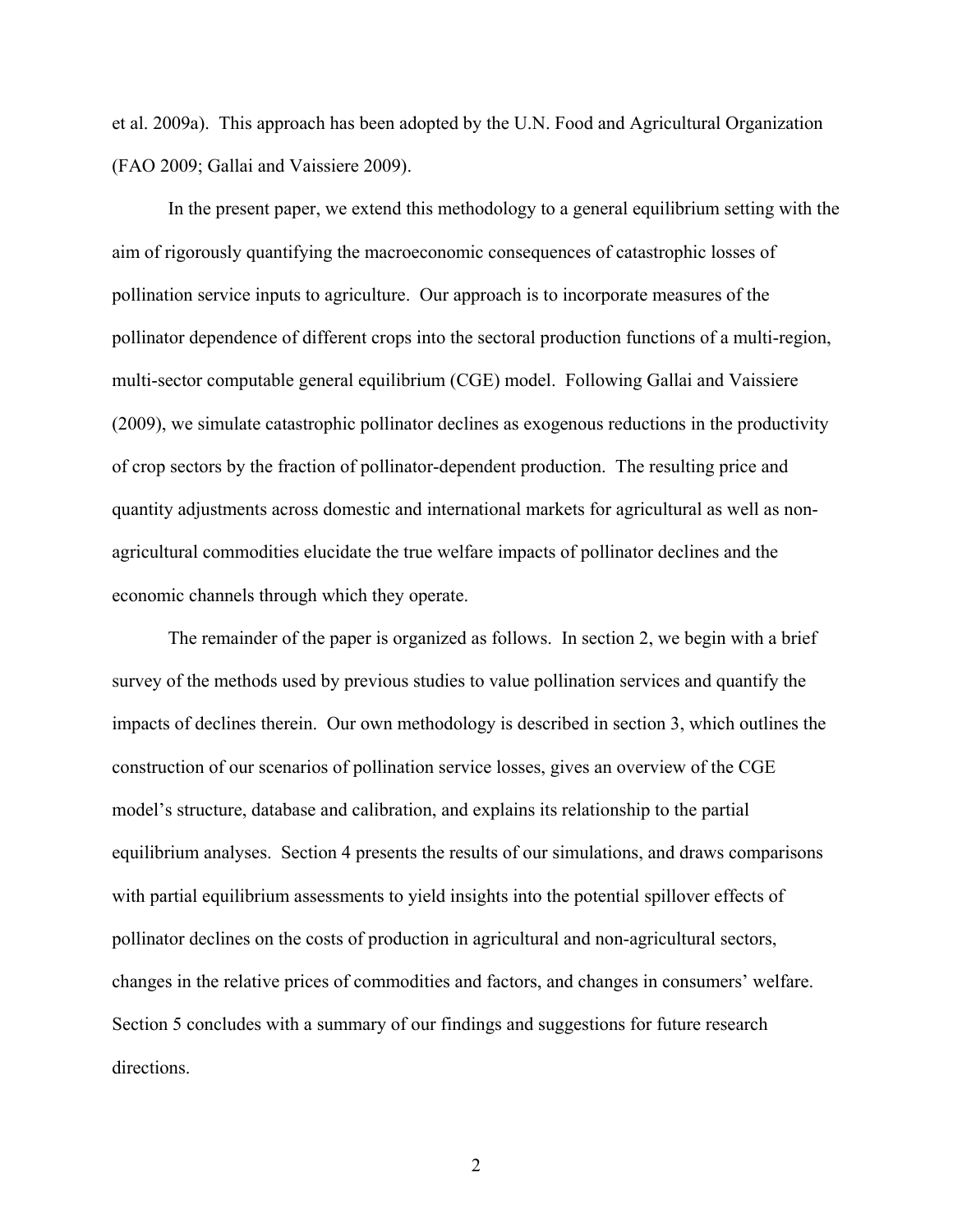et al. 2009a). This approach has been adopted by the U.N. Food and Agricultural Organization (FAO 2009; Gallai and Vaissiere 2009).

In the present paper, we extend this methodology to a general equilibrium setting with the aim of rigorously quantifying the macroeconomic consequences of catastrophic losses of pollination service inputs to agriculture. Our approach is to incorporate measures of the pollinator dependence of different crops into the sectoral production functions of a multi-region, multi-sector computable general equilibrium (CGE) model. Following Gallai and Vaissiere (2009), we simulate catastrophic pollinator declines as exogenous reductions in the productivity of crop sectors by the fraction of pollinator-dependent production. The resulting price and quantity adjustments across domestic and international markets for agricultural as well as non-agricultural commodities elucidate the true welfare impacts of pollinator declines and the economic channels through which they operate.

The remainder of the paper is organized as follows. In section 2, we begin with a brief survey of the methods used by previous studies to value pollination services and quantify the impacts of declines therein. Our own methodology is described in section 3, which outlines the construction of our scenarios of pollination service losses, gives an overview of the CGE model's structure, database and calibration, and explains its relationship to the partial equilibrium analyses. Section 4 presents the results of our simulations, and draws comparisons with partial equilibrium assessments to yield insights into the potential spillover effects of pollinator declines on the costs of production in agricultural and non-agricultural sectors, changes in the relative prices of commodities and factors, and changes in consumers' welfare. Section 5 concludes with a summary of our findings and suggestions for future research directions.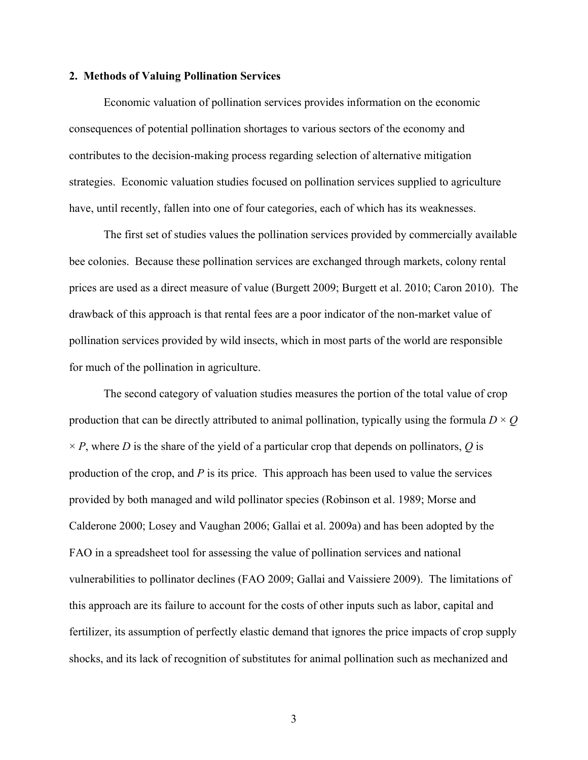## 2. Methods of Valuing Pollination Services

Economic valuation of pollination services provides information on the economic consequences of potential pollination shortages to various sectors of the economy and contributes to the decision-making process regarding selection of alternative mitigation strategies. Economic valuation studies focused on pollination services supplied to agriculture have, until recently, fallen into one of four categories, each of which has its weaknesses.

The first set of studies values the pollination services provided by commercially available bee colonies. Because these pollination services are exchanged through markets, colony rental prices are used as a direct measure of value (Burgett 2009; Burgett et al. 2010; Caron 2010). The drawback of this approach is that rental fees are a poor indicator of the non-market value of pollination services provided by wild insects, which in most parts of the world are responsible for much of the pollination in agriculture.

The second category of valuation studies measures the portion of the total value of crop production that can be directly attributed to animal pollination, typically using the formula $D \times Q \times P$, where $D$ is the share of the yield of a particular crop that depends on pollinators, $Q$ is production of the crop, and $P$ is its price. This approach has been used to value the services provided by both managed and wild pollinator species (Robinson et al. 1989; Morse and Calderone 2000; Losey and Vaughan 2006; Gallai et al. 2009a) and has been adopted by the FAO in a spreadsheet tool for assessing the value of pollination services and national vulnerabilities to pollinator declines (FAO 2009; Gallai and Vaissiere 2009). The limitations of this approach are its failure to account for the costs of other inputs such as labor, capital and fertilizer, its assumption of perfectly elastic demand that ignores the price impacts of crop supply shocks, and its lack of recognition of substitutes for animal pollination such as mechanized and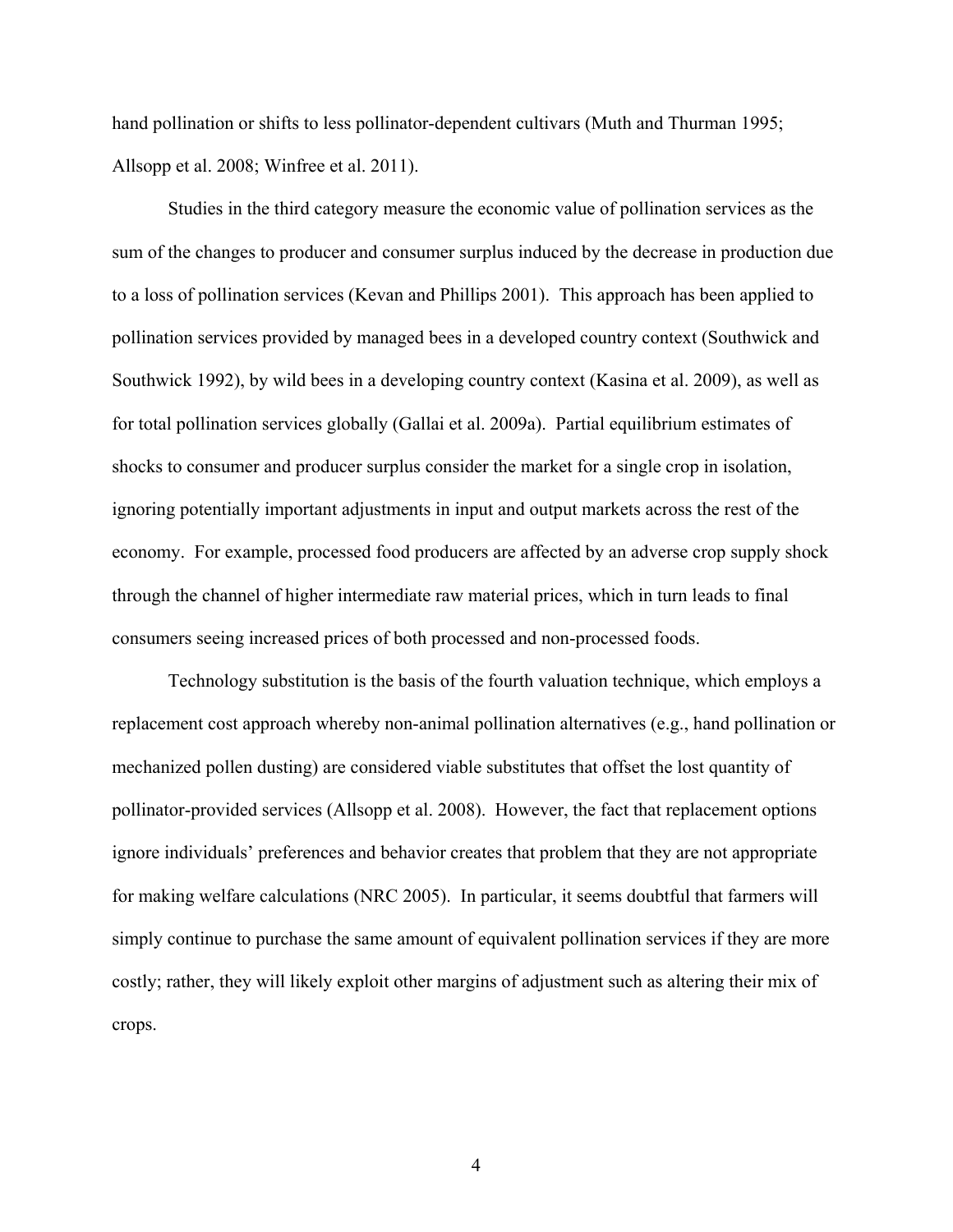hand pollination or shifts to less pollinator-dependent cultivars (Muth and Thurman 1995; Allsopp et al. 2008; Winfree et al. 2011).

Studies in the third category measure the economic value of pollination services as the sum of the changes to producer and consumer surplus induced by the decrease in production due to a loss of pollination services (Kevan and Phillips 2001). This approach has been applied to pollination services provided by managed bees in a developed country context (Southwick and Southwick 1992), by wild bees in a developing country context (Kasina et al. 2009), as well as for total pollination services globally (Gallai et al. 2009a). Partial equilibrium estimates of shocks to consumer and producer surplus consider the market for a single crop in isolation, ignoring potentially important adjustments in input and output markets across the rest of the economy. For example, processed food producers are affected by an adverse crop supply shock through the channel of higher intermediate raw material prices, which in turn leads to final consumers seeing increased prices of both processed and non-processed foods.

Technology substitution is the basis of the fourth valuation technique, which employs a replacement cost approach whereby non-animal pollination alternatives (e.g., hand pollination or mechanized pollen dusting) are considered viable substitutes that offset the lost quantity of pollinator-provided services (Allsopp et al. 2008). However, the fact that replacement options ignore individuals' preferences and behavior creates that problem that they are not appropriate for making welfare calculations (NRC 2005). In particular, it seems doubtful that farmers will simply continue to purchase the same amount of equivalent pollination services if they are more costly; rather, they will likely exploit other margins of adjustment such as altering their mix of crops.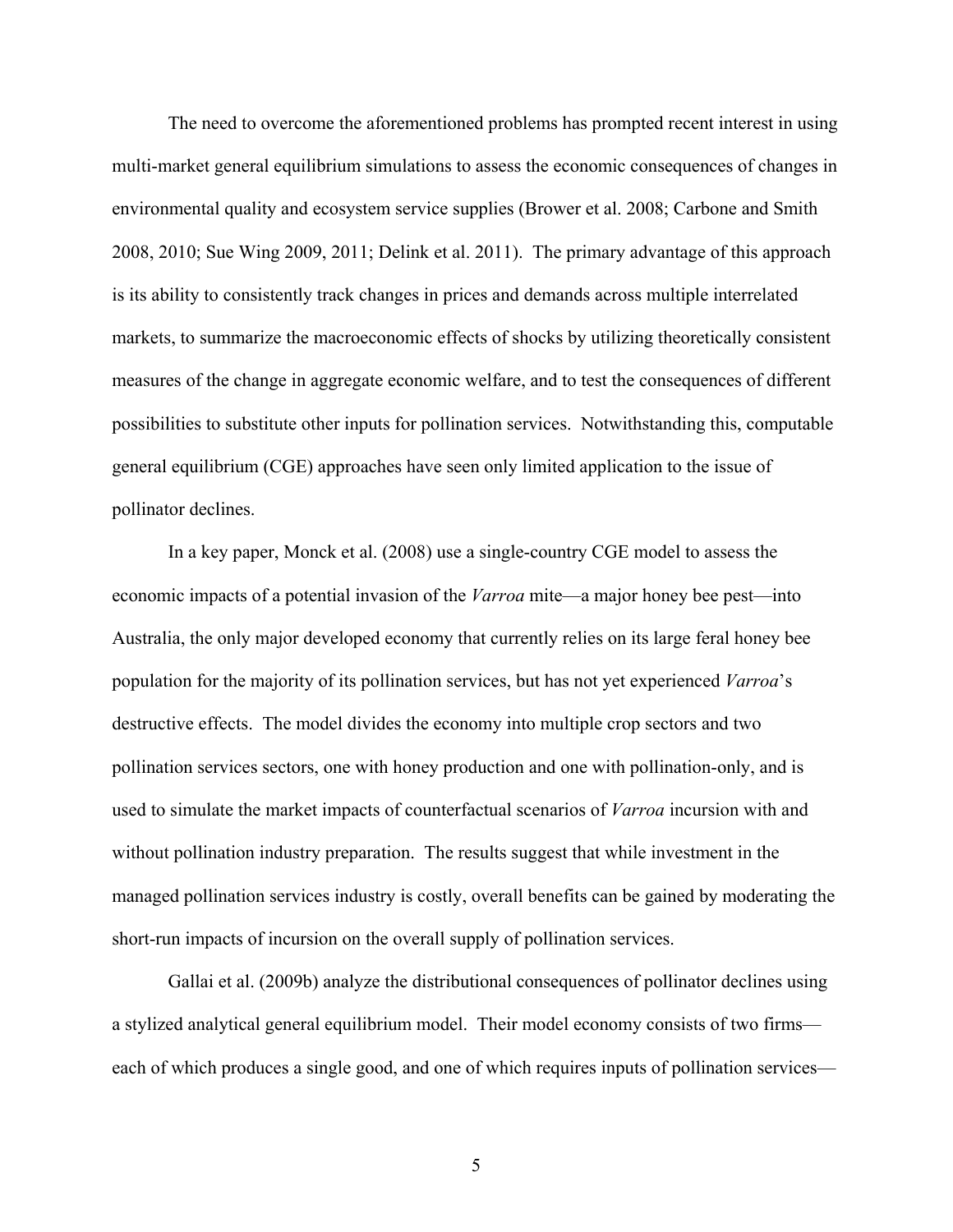The need to overcome the aforementioned problems has prompted recent interest in using multi-market general equilibrium simulations to assess the economic consequences of changes in environmental quality and ecosystem service supplies (Brower et al. 2008; Carbone and Smith 2008, 2010; Sue Wing 2009, 2011; Delink et al. 2011). The primary advantage of this approach is its ability to consistently track changes in prices and demands across multiple interrelated markets, to summarize the macroeconomic effects of shocks by utilizing theoretically consistent measures of the change in aggregate economic welfare, and to test the consequences of different possibilities to substitute other inputs for pollination services. Notwithstanding this, computable general equilibrium (CGE) approaches have seen only limited application to the issue of pollinator declines.

In a key paper, Monck et al. (2008) use a single-country CGE model to assess the economic impacts of a potential invasion of the *Varroa* mite—a major honey bee pest—into Australia, the only major developed economy that currently relies on its large feral honey bee population for the majority of its pollination services, but has not yet experienced *Varroa*'s destructive effects. The model divides the economy into multiple crop sectors and two pollination services sectors, one with honey production and one with pollination-only, and is used to simulate the market impacts of counterfactual scenarios of *Varroa* incursion with and without pollination industry preparation. The results suggest that while investment in the managed pollination services industry is costly, overall benefits can be gained by moderating the short-run impacts of incursion on the overall supply of pollination services.

Gallai et al. (2009b) analyze the distributional consequences of pollinator declines using a stylized analytical general equilibrium model. Their model economy consists of two firms—each of which produces a single good, and one of which requires inputs of pollination services—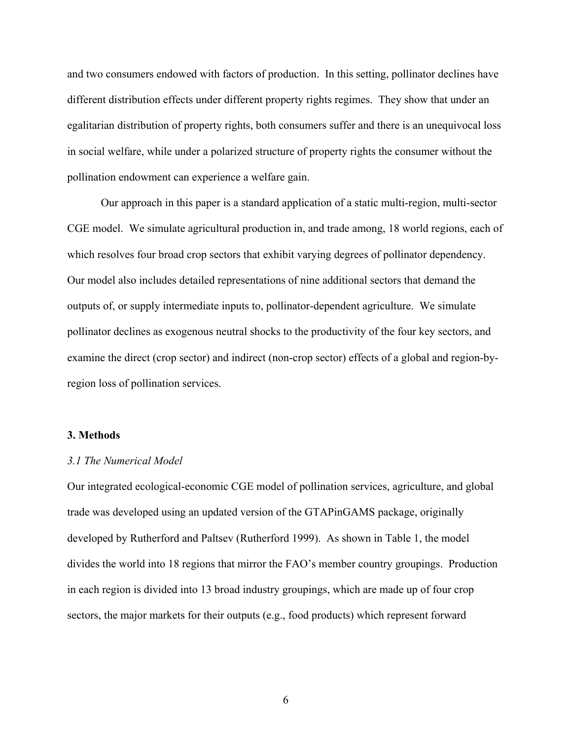and two consumers endowed with factors of production. In this setting, pollinator declines have different distribution effects under different property rights regimes. They show that under an egalitarian distribution of property rights, both consumers suffer and there is an unequivocal loss in social welfare, while under a polarized structure of property rights the consumer without the pollination endowment can experience a welfare gain.

Our approach in this paper is a standard application of a static multi-region, multi-sector CGE model. We simulate agricultural production in, and trade among, 18 world regions, each of which resolves four broad crop sectors that exhibit varying degrees of pollinator dependency. Our model also includes detailed representations of nine additional sectors that demand the outputs of, or supply intermediate inputs to, pollinator-dependent agriculture. We simulate pollinator declines as exogenous neutral shocks to the productivity of the four key sectors, and examine the direct (crop sector) and indirect (non-crop sector) effects of a global and region-by-region loss of pollination services.

## 3. Methods

### *3.1 The Numerical Model*

Our integrated ecological-economic CGE model of pollination services, agriculture, and global trade was developed using an updated version of the GTAPinGAMS package, originally developed by Rutherford and Paltsev (Rutherford 1999). As shown in Table 1, the model divides the world into 18 regions that mirror the FAO's member country groupings. Production in each region is divided into 13 broad industry groupings, which are made up of four crop sectors, the major markets for their outputs (e.g., food products) which represent forward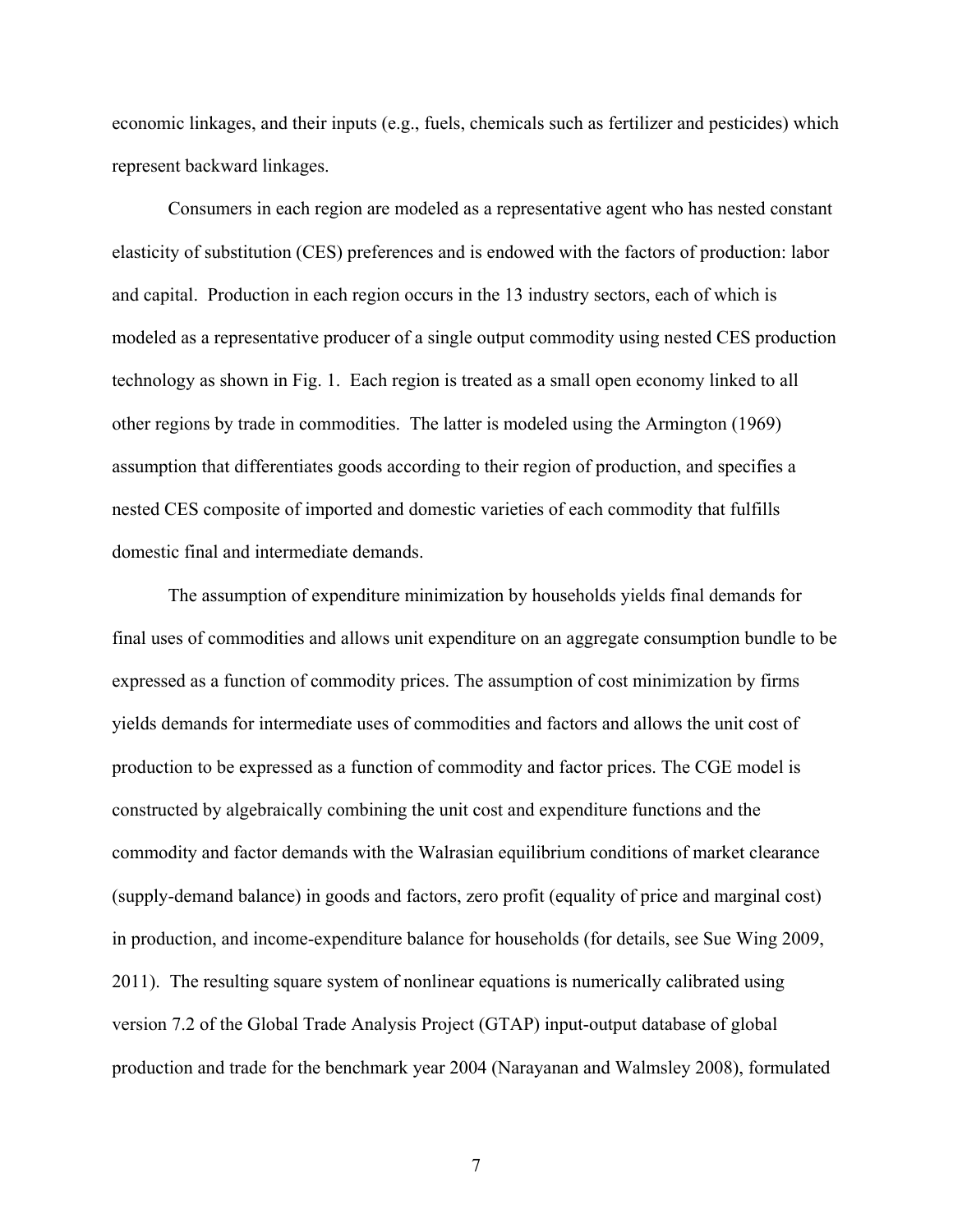economic linkages, and their inputs (e.g., fuels, chemicals such as fertilizer and pesticides) which represent backward linkages.

Consumers in each region are modeled as a representative agent who has nested constant elasticity of substitution (CES) preferences and is endowed with the factors of production: labor and capital. Production in each region occurs in the 13 industry sectors, each of which is modeled as a representative producer of a single output commodity using nested CES production technology as shown in Fig. 1. Each region is treated as a small open economy linked to all other regions by trade in commodities. The latter is modeled using the Armington (1969) assumption that differentiates goods according to their region of production, and specifies a nested CES composite of imported and domestic varieties of each commodity that fulfills domestic final and intermediate demands.

The assumption of expenditure minimization by households yields final demands for final uses of commodities and allows unit expenditure on an aggregate consumption bundle to be expressed as a function of commodity prices. The assumption of cost minimization by firms yields demands for intermediate uses of commodities and factors and allows the unit cost of production to be expressed as a function of commodity and factor prices. The CGE model is constructed by algebraically combining the unit cost and expenditure functions and the commodity and factor demands with the Walrasian equilibrium conditions of market clearance (supply-demand balance) in goods and factors, zero profit (equality of price and marginal cost) in production, and income-expenditure balance for households (for details, see Sue Wing 2009, 2011). The resulting square system of nonlinear equations is numerically calibrated using version 7.2 of the Global Trade Analysis Project (GTAP) input-output database of global production and trade for the benchmark year 2004 (Narayanan and Walmsley 2008), formulated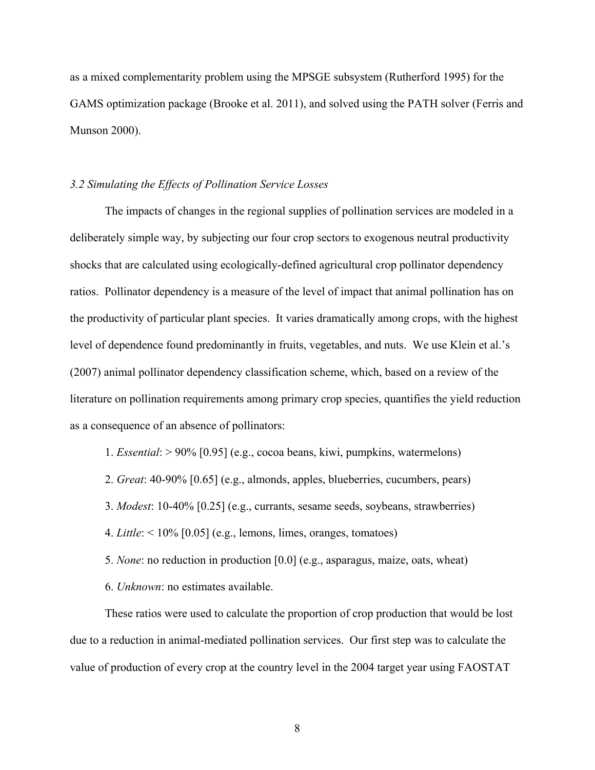as a mixed complementarity problem using the MPSGE subsystem (Rutherford 1995) for the GAMS optimization package (Brooke et al. 2011), and solved using the PATH solver (Ferris and Munson 2000).

### *3.2 Simulating the Effects of Pollination Service Losses*

The impacts of changes in the regional supplies of pollination services are modeled in a deliberately simple way, by subjecting our four crop sectors to exogenous neutral productivity shocks that are calculated using ecologically-defined agricultural crop pollinator dependency ratios. Pollinator dependency is a measure of the level of impact that animal pollination has on the productivity of particular plant species. It varies dramatically among crops, with the highest level of dependence found predominantly in fruits, vegetables, and nuts. We use Klein et al.'s (2007) animal pollinator dependency classification scheme, which, based on a review of the literature on pollination requirements among primary crop species, quantifies the yield reduction as a consequence of an absence of pollinators:

1. *Essential*: > 90% [0.95] (e.g., cocoa beans, kiwi, pumpkins, watermelons)
2. *Great*: 40-90% [0.65] (e.g., almonds, apples, blueberries, cucumbers, pears)
3. *Modest*: 10-40% [0.25] (e.g., currants, sesame seeds, soybeans, strawberries)
4. *Little*: < 10% [0.05] (e.g., lemons, limes, oranges, tomatoes)
5. *None*: no reduction in production [0.0] (e.g., asparagus, maize, oats, wheat)
6. *Unknown*: no estimates available.

These ratios were used to calculate the proportion of crop production that would be lost due to a reduction in animal-mediated pollination services. Our first step was to calculate the value of production of every crop at the country level in the 2004 target year using FAOSTAT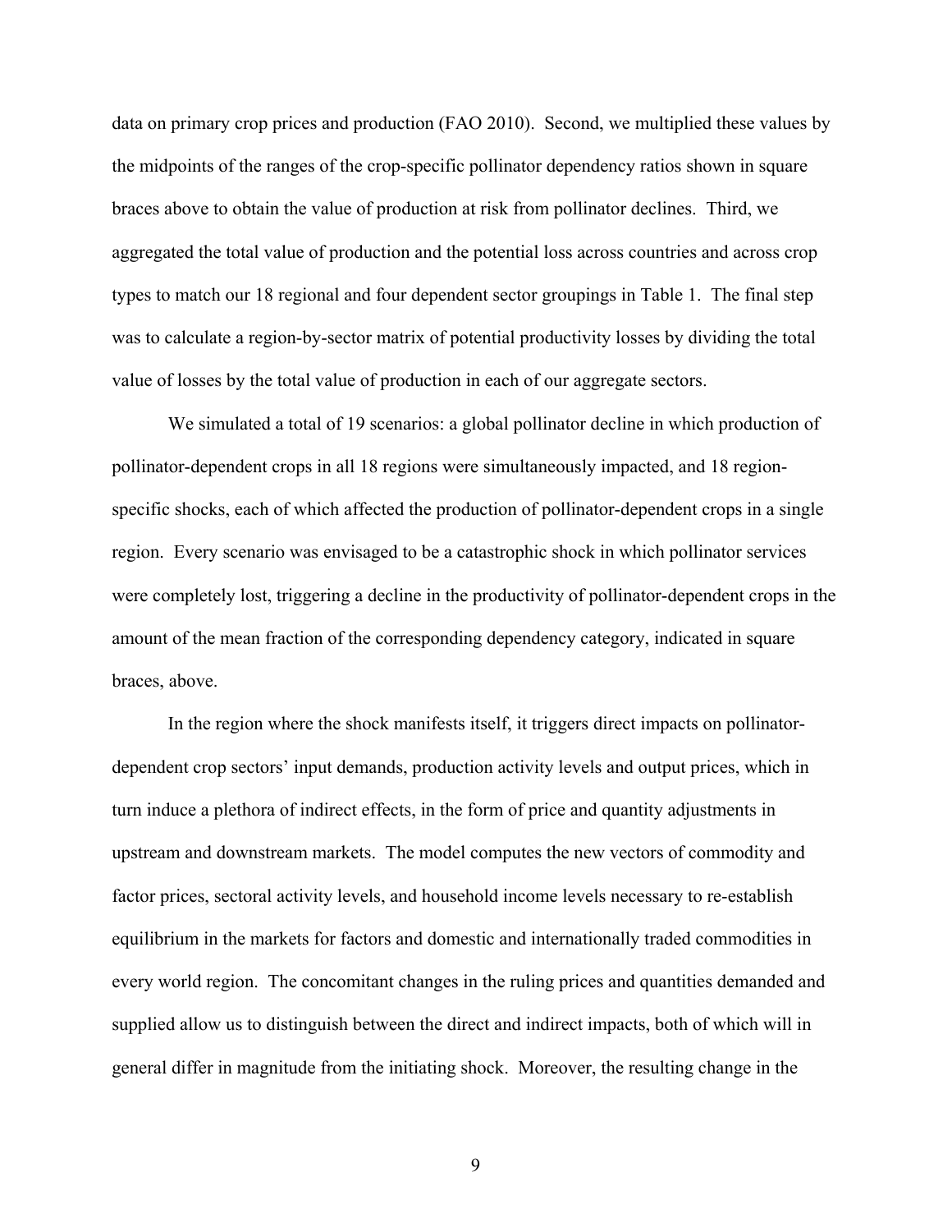data on primary crop prices and production (FAO 2010). Second, we multiplied these values by the midpoints of the ranges of the crop-specific pollinator dependency ratios shown in square braces above to obtain the value of production at risk from pollinator declines. Third, we aggregated the total value of production and the potential loss across countries and across crop types to match our 18 regional and four dependent sector groupings in Table 1. The final step was to calculate a region-by-sector matrix of potential productivity losses by dividing the total value of losses by the total value of production in each of our aggregate sectors.

We simulated a total of 19 scenarios: a global pollinator decline in which production of pollinator-dependent crops in all 18 regions were simultaneously impacted, and 18 region-specific shocks, each of which affected the production of pollinator-dependent crops in a single region. Every scenario was envisaged to be a catastrophic shock in which pollinator services were completely lost, triggering a decline in the productivity of pollinator-dependent crops in the amount of the mean fraction of the corresponding dependency category, indicated in square braces, above.

In the region where the shock manifests itself, it triggers direct impacts on pollinator-dependent crop sectors' input demands, production activity levels and output prices, which in turn induce a plethora of indirect effects, in the form of price and quantity adjustments in upstream and downstream markets. The model computes the new vectors of commodity and factor prices, sectoral activity levels, and household income levels necessary to re-establish equilibrium in the markets for factors and domestic and internationally traded commodities in every world region. The concomitant changes in the ruling prices and quantities demanded and supplied allow us to distinguish between the direct and indirect impacts, both of which will in general differ in magnitude from the initiating shock. Moreover, the resulting change in the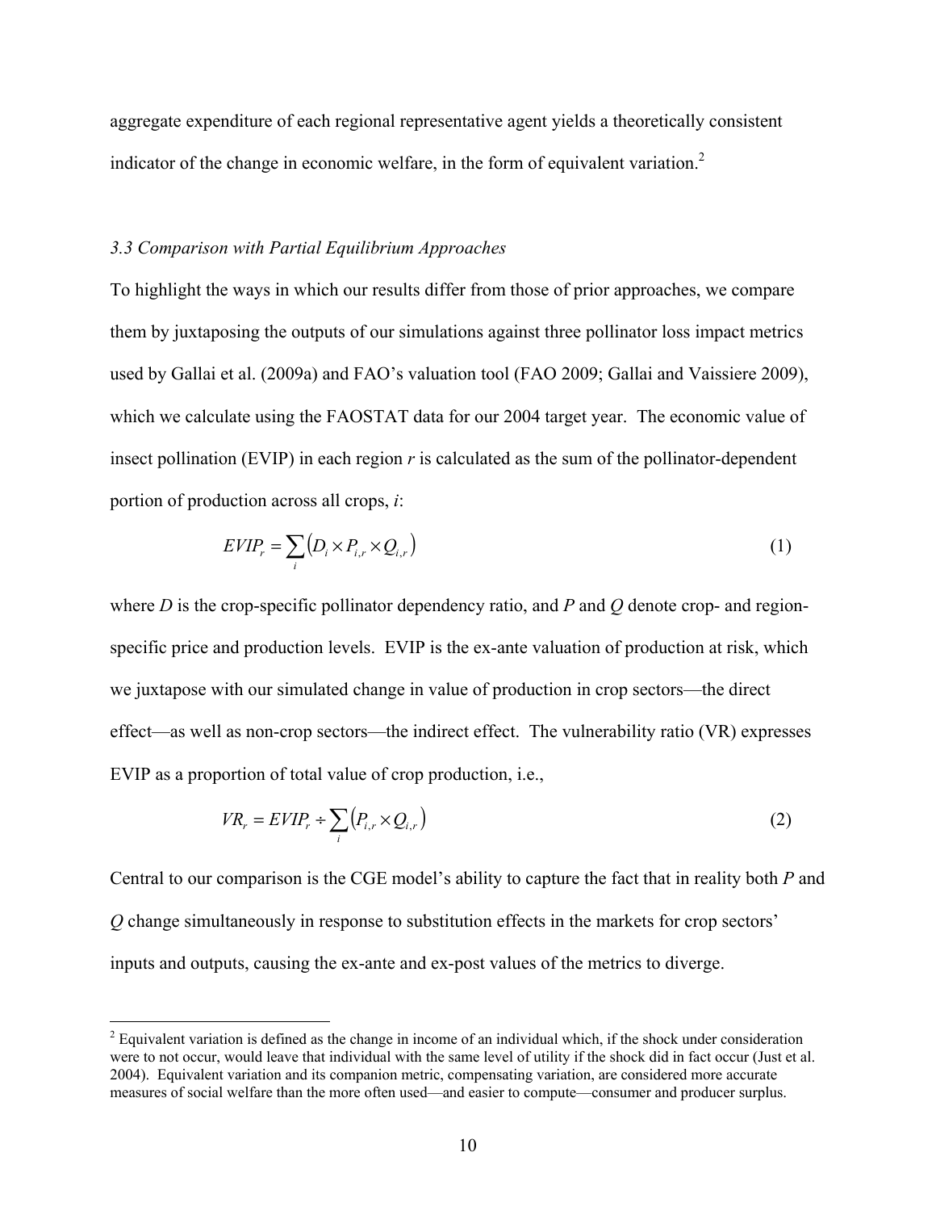aggregate expenditure of each regional representative agent yields a theoretically consistent indicator of the change in economic welfare, in the form of equivalent variation.[2]

### *3.3 Comparison with Partial Equilibrium Approaches*

To highlight the ways in which our results differ from those of prior approaches, we compare them by juxtaposing the outputs of our simulations against three pollinator loss impact metrics used by Gallai et al. (2009a) and FAO's valuation tool (FAO 2009; Gallai and Vaissiere 2009), which we calculate using the FAOSTAT data for our 2004 target year. The economic value of insect pollination (EVIP) in each region *r* is calculated as the sum of the pollinator-dependent portion of production across all crops, *i*:

$$EVIP_r = \sum_i \left( D_i \times P_{i,r} \times Q_{i,r} \right) \tag{1}$$

where *D* is the crop-specific pollinator dependency ratio, and *P* and *Q* denote crop- and region-specific price and production levels. EVIP is the ex-ante valuation of production at risk, which we juxtapose with our simulated change in value of production in crop sectors—the direct effect—as well as non-crop sectors—the indirect effect. The vulnerability ratio (VR) expresses EVIP as a proportion of total value of crop production, i.e.,

$$VR_r = EVIP_r \div \sum_i \left( P_{i,r} \times Q_{i,r} \right) \tag{2}$$

Central to our comparison is the CGE model's ability to capture the fact that in reality both *P* and *Q* change simultaneously in response to substitution effects in the markets for crop sectors' inputs and outputs, causing the ex-ante and ex-post values of the metrics to diverge.

[2] Equivalent variation is defined as the change in income of an individual which, if the shock under consideration were to not occur, would leave that individual with the same level of utility if the shock did in fact occur (Just et al. 2004). Equivalent variation and its companion metric, compensating variation, are considered more accurate measures of social welfare than the more often used—and easier to compute—consumer and producer surplus.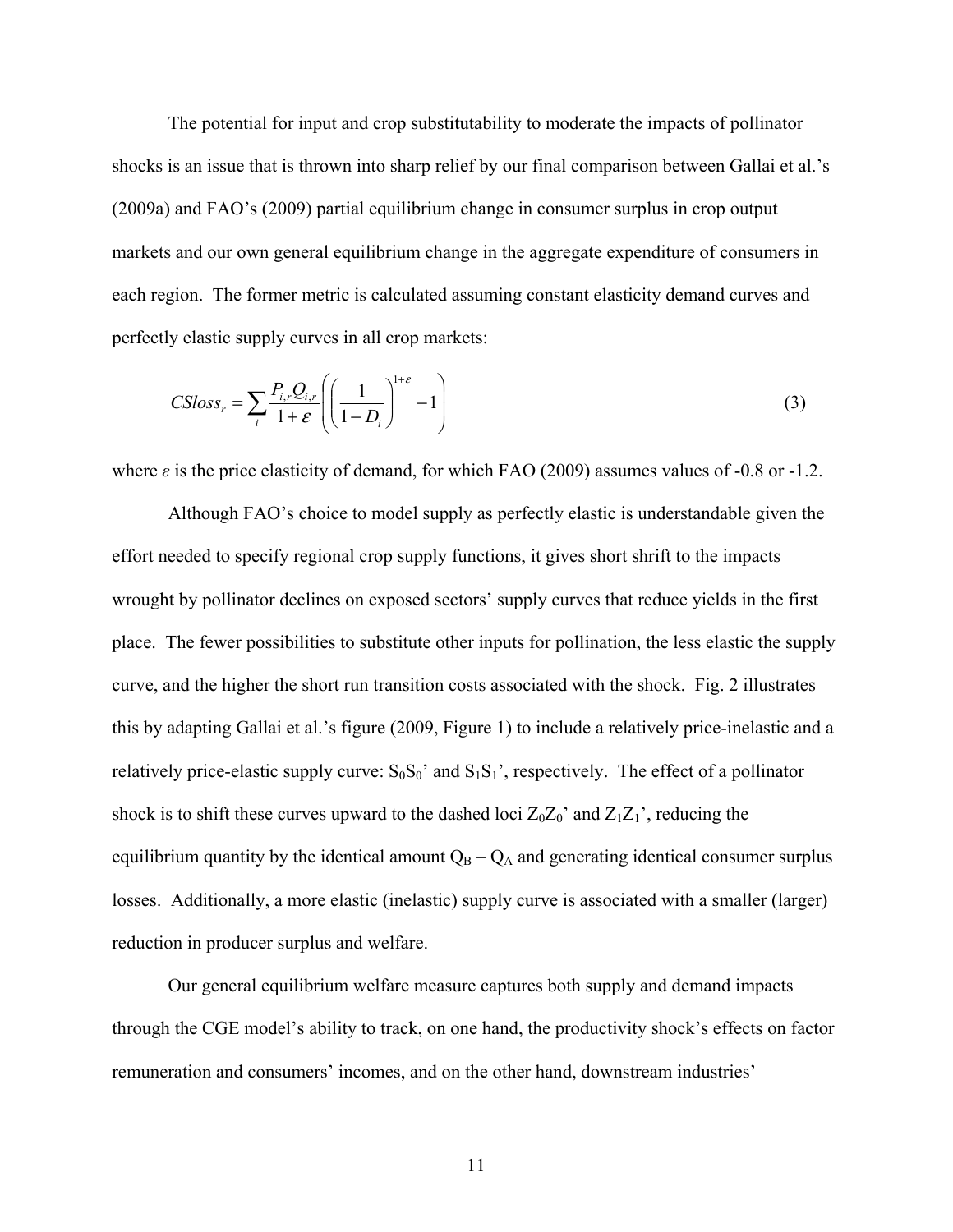The potential for input and crop substitutability to moderate the impacts of pollinator shocks is an issue that is thrown into sharp relief by our final comparison between Gallai et al.'s (2009a) and FAO's (2009) partial equilibrium change in consumer surplus in crop output markets and our own general equilibrium change in the aggregate expenditure of consumers in each region. The former metric is calculated assuming constant elasticity demand curves and perfectly elastic supply curves in all crop markets:

$$CSloss_r = \sum_i \frac{P_{i,r}Q_{i,r}}{1+\varepsilon}\left(\left(\frac{1}{1-D_i}\right)^{1+\varepsilon} - 1\right) \tag{3}$$

where $\varepsilon$ is the price elasticity of demand, for which FAO (2009) assumes values of -0.8 or -1.2.

Although FAO's choice to model supply as perfectly elastic is understandable given the effort needed to specify regional crop supply functions, it gives short shrift to the impacts wrought by pollinator declines on exposed sectors' supply curves that reduce yields in the first place. The fewer possibilities to substitute other inputs for pollination, the less elastic the supply curve, and the higher the short run transition costs associated with the shock. Fig. 2 illustrates this by adapting Gallai et al.'s figure (2009, Figure 1) to include a relatively price-inelastic and a relatively price-elastic supply curve: $S_0S_0$' and $S_1S_1$', respectively. The effect of a pollinator shock is to shift these curves upward to the dashed loci $Z_0Z_0$' and $Z_1Z_1$', reducing the equilibrium quantity by the identical amount $Q_B - Q_A$ and generating identical consumer surplus losses. Additionally, a more elastic (inelastic) supply curve is associated with a smaller (larger) reduction in producer surplus and welfare.

Our general equilibrium welfare measure captures both supply and demand impacts through the CGE model's ability to track, on one hand, the productivity shock's effects on factor remuneration and consumers' incomes, and on the other hand, downstream industries'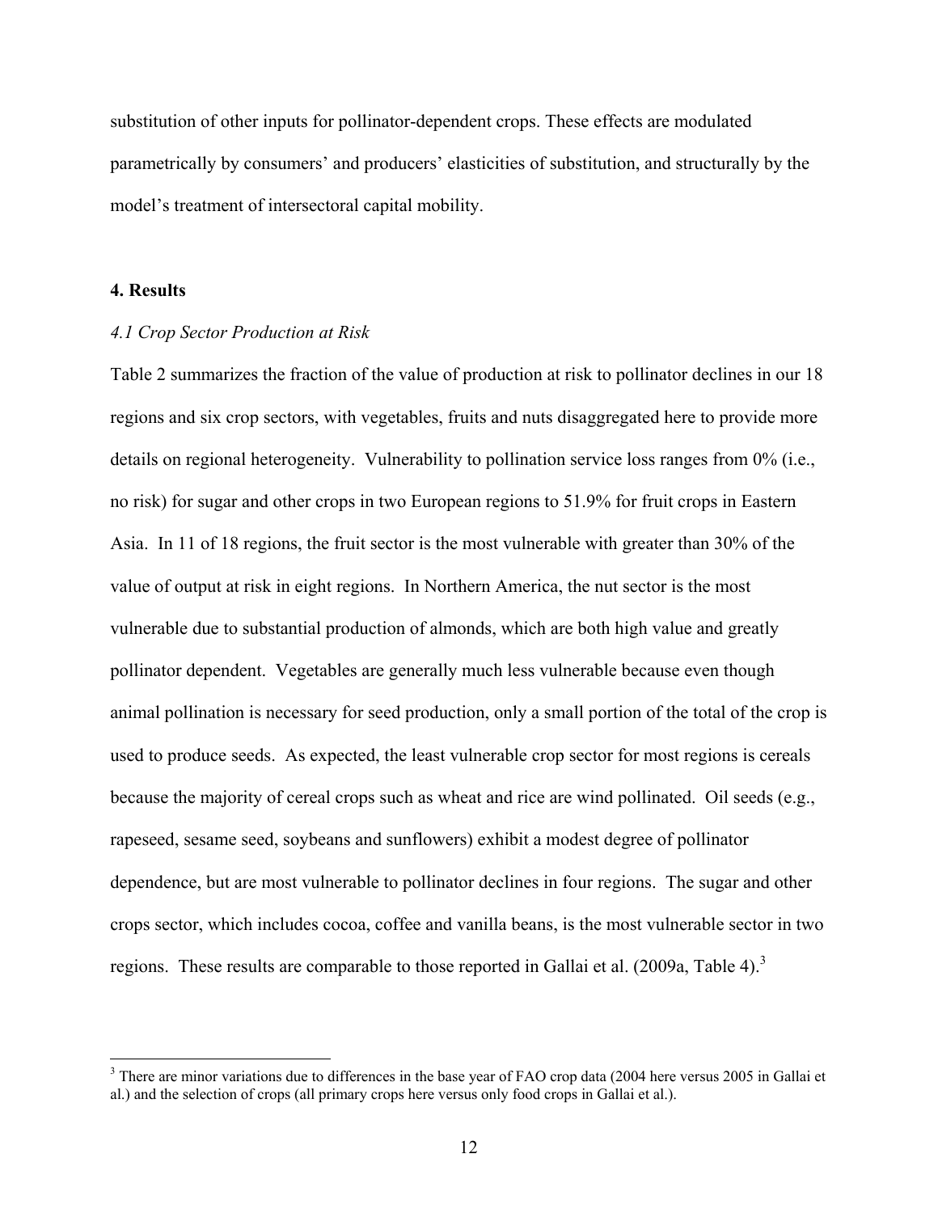substitution of other inputs for pollinator-dependent crops. These effects are modulated parametrically by consumers' and producers' elasticities of substitution, and structurally by the model's treatment of intersectoral capital mobility.

## 4. Results

### *4.1 Crop Sector Production at Risk*

Table 2 summarizes the fraction of the value of production at risk to pollinator declines in our 18 regions and six crop sectors, with vegetables, fruits and nuts disaggregated here to provide more details on regional heterogeneity. Vulnerability to pollination service loss ranges from 0% (i.e., no risk) for sugar and other crops in two European regions to 51.9% for fruit crops in Eastern Asia. In 11 of 18 regions, the fruit sector is the most vulnerable with greater than 30% of the value of output at risk in eight regions. In Northern America, the nut sector is the most vulnerable due to substantial production of almonds, which are both high value and greatly pollinator dependent. Vegetables are generally much less vulnerable because even though animal pollination is necessary for seed production, only a small portion of the total of the crop is used to produce seeds. As expected, the least vulnerable crop sector for most regions is cereals because the majority of cereal crops such as wheat and rice are wind pollinated. Oil seeds (e.g., rapeseed, sesame seed, soybeans and sunflowers) exhibit a modest degree of pollinator dependence, but are most vulnerable to pollinator declines in four regions. The sugar and other crops sector, which includes cocoa, coffee and vanilla beans, is the most vulnerable sector in two regions. These results are comparable to those reported in Gallai et al. (2009a, Table 4).[3]

[3] There are minor variations due to differences in the base year of FAO crop data (2004 here versus 2005 in Gallai et al.) and the selection of crops (all primary crops here versus only food crops in Gallai et al.).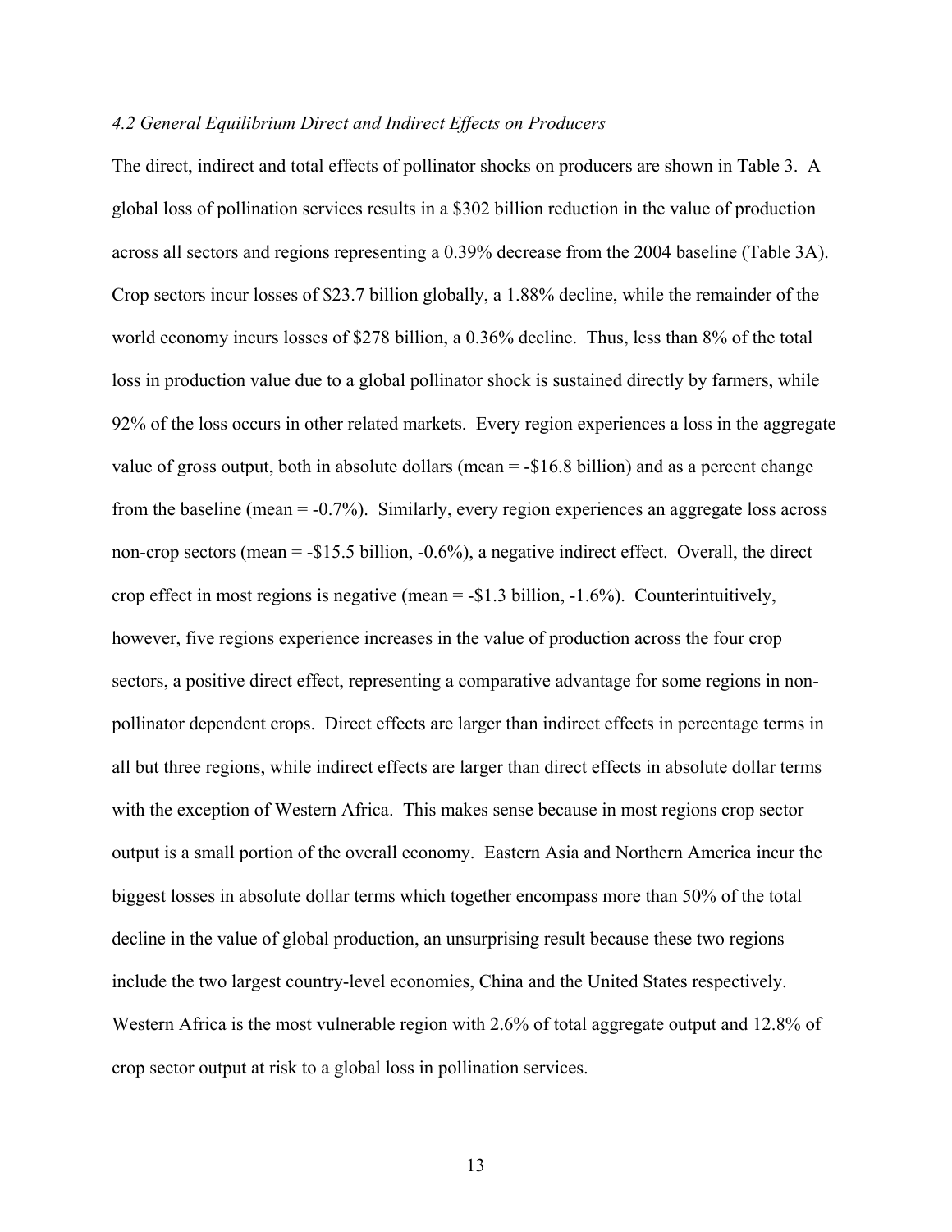### *4.2 General Equilibrium Direct and Indirect Effects on Producers*

The direct, indirect and total effects of pollinator shocks on producers are shown in Table 3. A global loss of pollination services results in a $302 billion reduction in the value of production across all sectors and regions representing a 0.39% decrease from the 2004 baseline (Table 3A). Crop sectors incur losses of $23.7 billion globally, a 1.88% decline, while the remainder of the world economy incurs losses of $278 billion, a 0.36% decline. Thus, less than 8% of the total loss in production value due to a global pollinator shock is sustained directly by farmers, while 92% of the loss occurs in other related markets. Every region experiences a loss in the aggregate value of gross output, both in absolute dollars (mean = -$16.8 billion) and as a percent change from the baseline (mean = -0.7%). Similarly, every region experiences an aggregate loss across non-crop sectors (mean = -$15.5 billion, -0.6%), a negative indirect effect. Overall, the direct crop effect in most regions is negative (mean = -$1.3 billion, -1.6%). Counterintuitively, however, five regions experience increases in the value of production across the four crop sectors, a positive direct effect, representing a comparative advantage for some regions in non-pollinator dependent crops. Direct effects are larger than indirect effects in percentage terms in all but three regions, while indirect effects are larger than direct effects in absolute dollar terms with the exception of Western Africa. This makes sense because in most regions crop sector output is a small portion of the overall economy. Eastern Asia and Northern America incur the biggest losses in absolute dollar terms which together encompass more than 50% of the total decline in the value of global production, an unsurprising result because these two regions include the two largest country-level economies, China and the United States respectively. Western Africa is the most vulnerable region with 2.6% of total aggregate output and 12.8% of crop sector output at risk to a global loss in pollination services.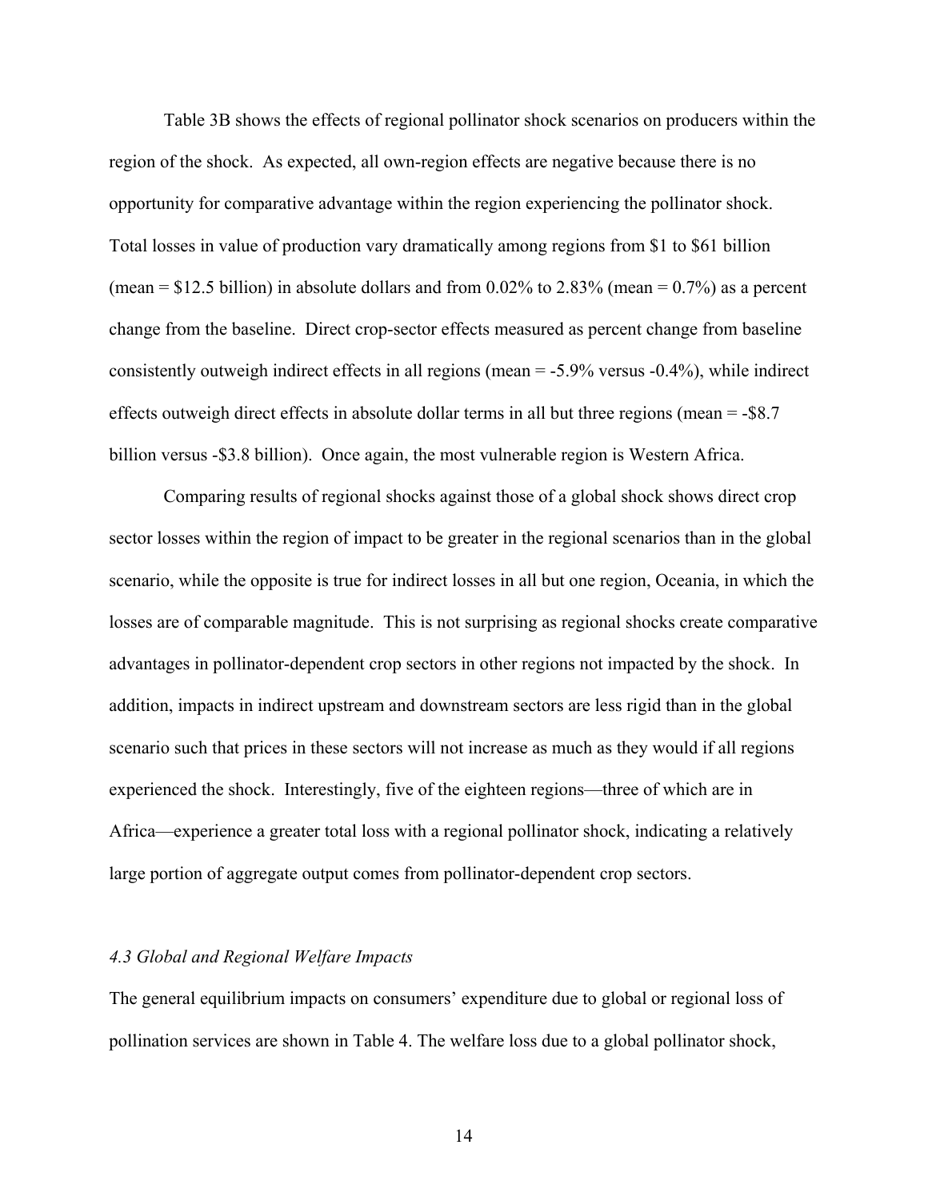Table 3B shows the effects of regional pollinator shock scenarios on producers within the region of the shock. As expected, all own-region effects are negative because there is no opportunity for comparative advantage within the region experiencing the pollinator shock. Total losses in value of production vary dramatically among regions from \$1 to \$61 billion (mean = \$12.5 billion) in absolute dollars and from 0.02% to 2.83% (mean = 0.7%) as a percent change from the baseline. Direct crop-sector effects measured as percent change from baseline consistently outweigh indirect effects in all regions (mean = -5.9% versus -0.4%), while indirect effects outweigh direct effects in absolute dollar terms in all but three regions (mean = -\$8.7 billion versus -\$3.8 billion). Once again, the most vulnerable region is Western Africa.

Comparing results of regional shocks against those of a global shock shows direct crop sector losses within the region of impact to be greater in the regional scenarios than in the global scenario, while the opposite is true for indirect losses in all but one region, Oceania, in which the losses are of comparable magnitude. This is not surprising as regional shocks create comparative advantages in pollinator-dependent crop sectors in other regions not impacted by the shock. In addition, impacts in indirect upstream and downstream sectors are less rigid than in the global scenario such that prices in these sectors will not increase as much as they would if all regions experienced the shock. Interestingly, five of the eighteen regions—three of which are in Africa—experience a greater total loss with a regional pollinator shock, indicating a relatively large portion of aggregate output comes from pollinator-dependent crop sectors.

### *4.3 Global and Regional Welfare Impacts*

The general equilibrium impacts on consumers' expenditure due to global or regional loss of pollination services are shown in Table 4. The welfare loss due to a global pollinator shock,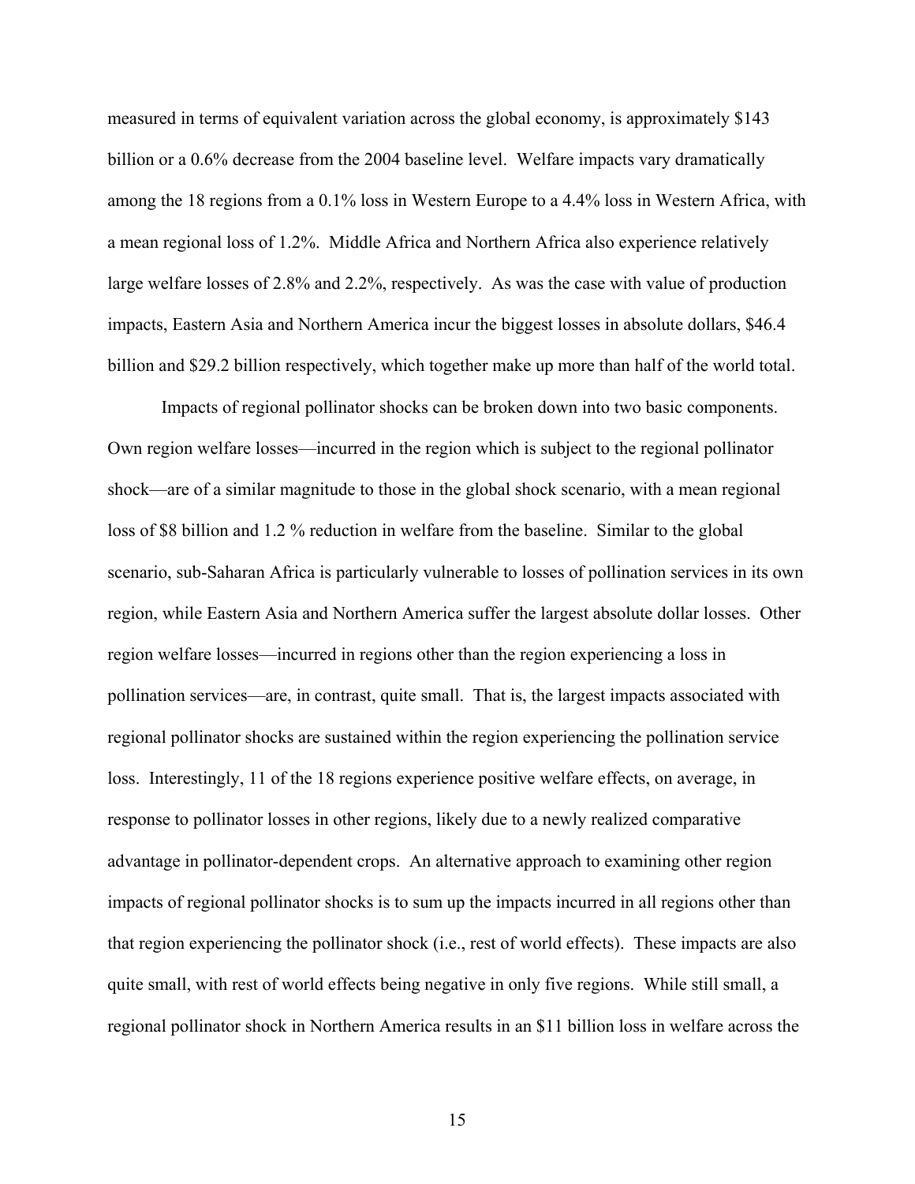measured in terms of equivalent variation across the global economy, is approximately $143 billion or a 0.6% decrease from the 2004 baseline level. Welfare impacts vary dramatically among the 18 regions from a 0.1% loss in Western Europe to a 4.4% loss in Western Africa, with a mean regional loss of 1.2%. Middle Africa and Northern Africa also experience relatively large welfare losses of 2.8% and 2.2%, respectively. As was the case with value of production impacts, Eastern Asia and Northern America incur the biggest losses in absolute dollars, $46.4 billion and $29.2 billion respectively, which together make up more than half of the world total.

Impacts of regional pollinator shocks can be broken down into two basic components. Own region welfare losses—incurred in the region which is subject to the regional pollinator shock—are of a similar magnitude to those in the global shock scenario, with a mean regional loss of $8 billion and 1.2 % reduction in welfare from the baseline. Similar to the global scenario, sub-Saharan Africa is particularly vulnerable to losses of pollination services in its own region, while Eastern Asia and Northern America suffer the largest absolute dollar losses. Other region welfare losses—incurred in regions other than the region experiencing a loss in pollination services—are, in contrast, quite small. That is, the largest impacts associated with regional pollinator shocks are sustained within the region experiencing the pollination service loss. Interestingly, 11 of the 18 regions experience positive welfare effects, on average, in response to pollinator losses in other regions, likely due to a newly realized comparative advantage in pollinator-dependent crops. An alternative approach to examining other region impacts of regional pollinator shocks is to sum up the impacts incurred in all regions other than that region experiencing the pollinator shock (i.e., rest of world effects). These impacts are also quite small, with rest of world effects being negative in only five regions. While still small, a regional pollinator shock in Northern America results in an $11 billion loss in welfare across the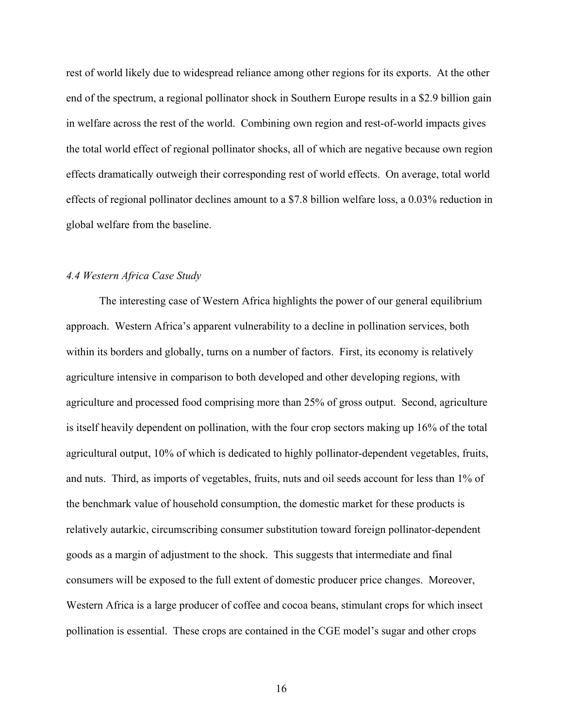rest of world likely due to widespread reliance among other regions for its exports. At the other end of the spectrum, a regional pollinator shock in Southern Europe results in a $2.9 billion gain in welfare across the rest of the world. Combining own region and rest-of-world impacts gives the total world effect of regional pollinator shocks, all of which are negative because own region effects dramatically outweigh their corresponding rest of world effects. On average, total world effects of regional pollinator declines amount to a $7.8 billion welfare loss, a 0.03% reduction in global welfare from the baseline.

### *4.4 Western Africa Case Study*

The interesting case of Western Africa highlights the power of our general equilibrium approach. Western Africa's apparent vulnerability to a decline in pollination services, both within its borders and globally, turns on a number of factors. First, its economy is relatively agriculture intensive in comparison to both developed and other developing regions, with agriculture and processed food comprising more than 25% of gross output. Second, agriculture is itself heavily dependent on pollination, with the four crop sectors making up 16% of the total agricultural output, 10% of which is dedicated to highly pollinator-dependent vegetables, fruits, and nuts. Third, as imports of vegetables, fruits, nuts and oil seeds account for less than 1% of the benchmark value of household consumption, the domestic market for these products is relatively autarkic, circumscribing consumer substitution toward foreign pollinator-dependent goods as a margin of adjustment to the shock. This suggests that intermediate and final consumers will be exposed to the full extent of domestic producer price changes. Moreover, Western Africa is a large producer of coffee and cocoa beans, stimulant crops for which insect pollination is essential. These crops are contained in the CGE model's sugar and other crops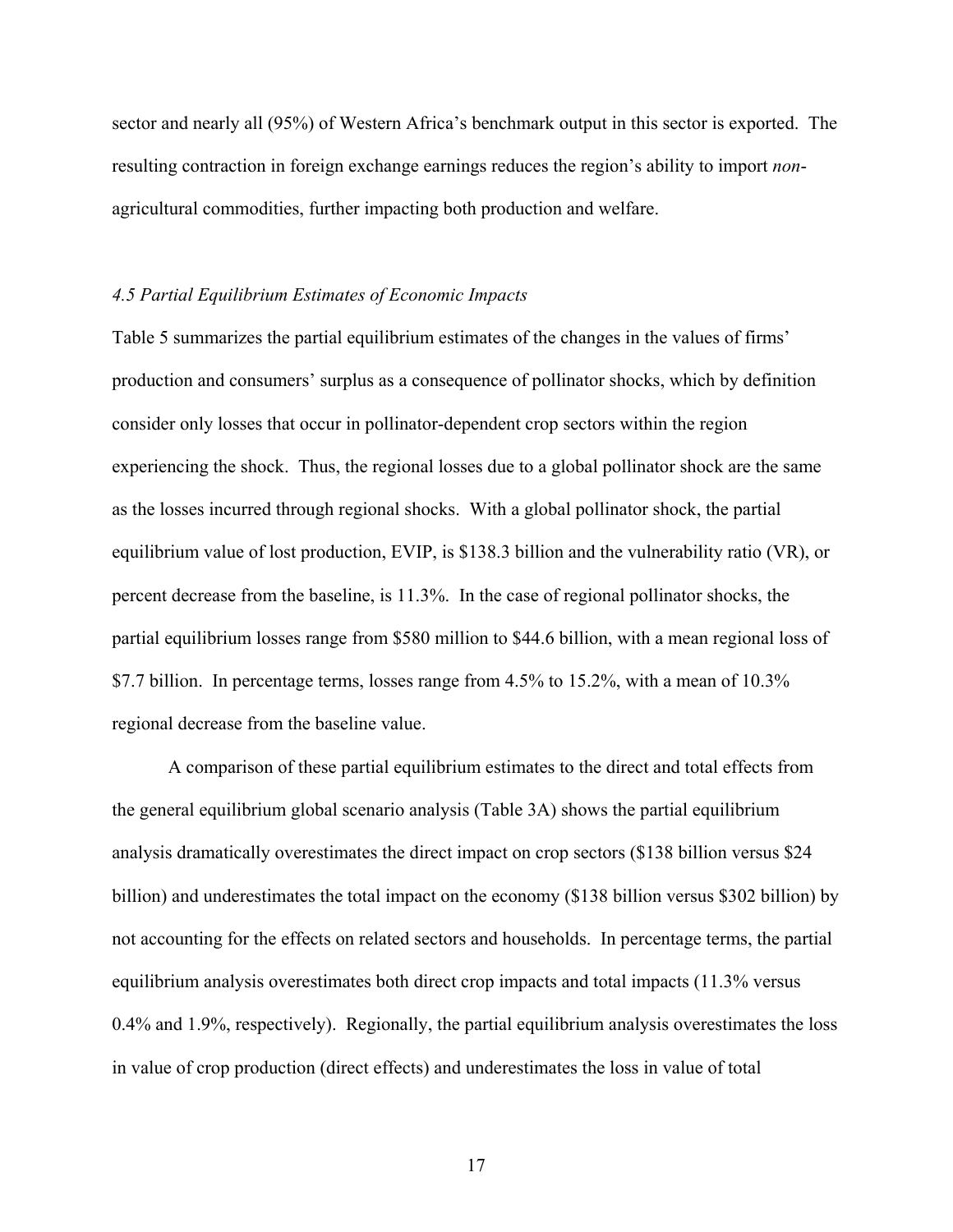sector and nearly all (95%) of Western Africa's benchmark output in this sector is exported. The resulting contraction in foreign exchange earnings reduces the region's ability to import *non*-agricultural commodities, further impacting both production and welfare.

### *4.5 Partial Equilibrium Estimates of Economic Impacts*

Table 5 summarizes the partial equilibrium estimates of the changes in the values of firms' production and consumers' surplus as a consequence of pollinator shocks, which by definition consider only losses that occur in pollinator-dependent crop sectors within the region experiencing the shock. Thus, the regional losses due to a global pollinator shock are the same as the losses incurred through regional shocks. With a global pollinator shock, the partial equilibrium value of lost production, EVIP, is $138.3 billion and the vulnerability ratio (VR), or percent decrease from the baseline, is 11.3%. In the case of regional pollinator shocks, the partial equilibrium losses range from $580 million to $44.6 billion, with a mean regional loss of $7.7 billion. In percentage terms, losses range from 4.5% to 15.2%, with a mean of 10.3% regional decrease from the baseline value.

A comparison of these partial equilibrium estimates to the direct and total effects from the general equilibrium global scenario analysis (Table 3A) shows the partial equilibrium analysis dramatically overestimates the direct impact on crop sectors ($138 billion versus $24 billion) and underestimates the total impact on the economy ($138 billion versus $302 billion) by not accounting for the effects on related sectors and households. In percentage terms, the partial equilibrium analysis overestimates both direct crop impacts and total impacts (11.3% versus 0.4% and 1.9%, respectively). Regionally, the partial equilibrium analysis overestimates the loss in value of crop production (direct effects) and underestimates the loss in value of total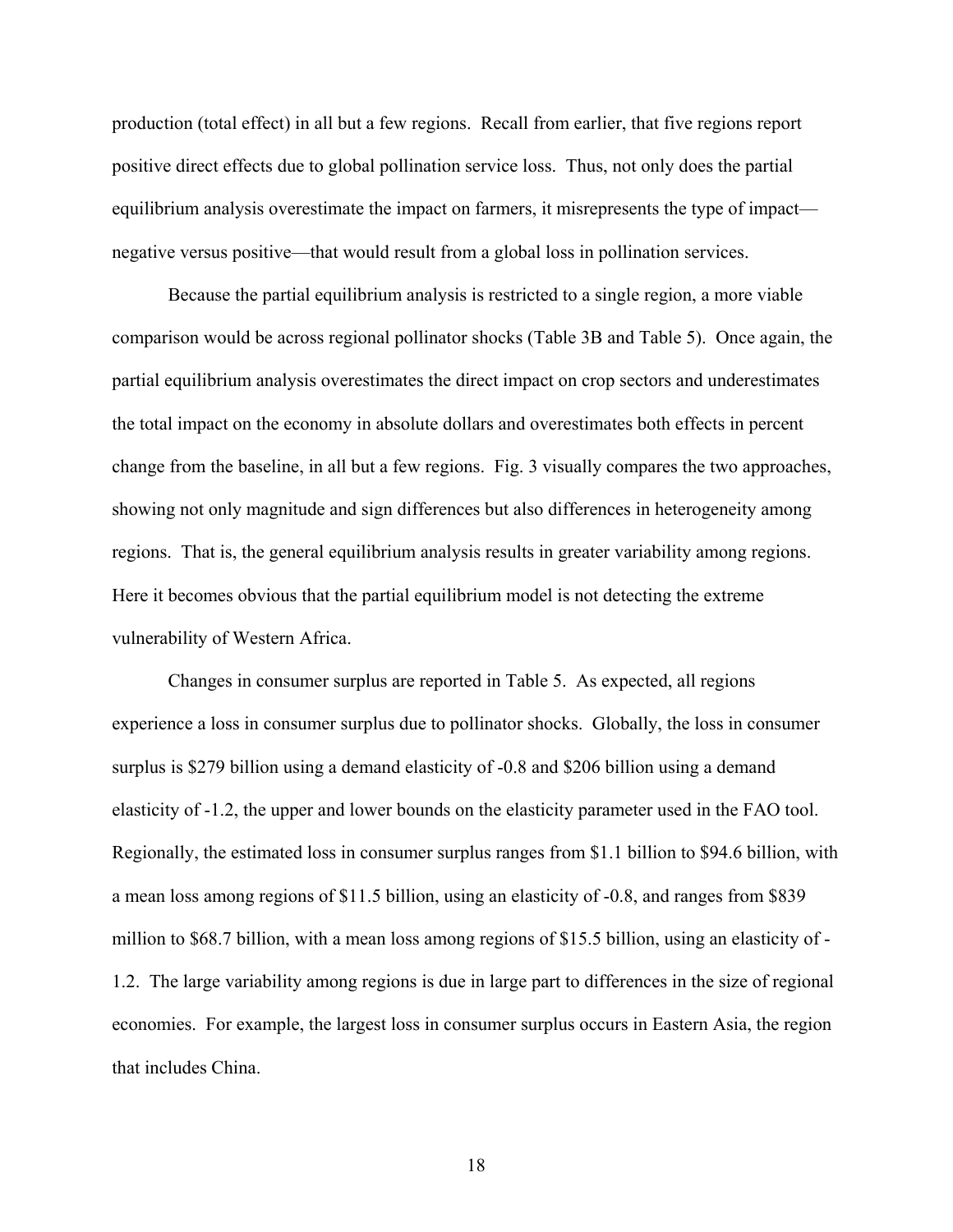production (total effect) in all but a few regions. Recall from earlier, that five regions report positive direct effects due to global pollination service loss. Thus, not only does the partial equilibrium analysis overestimate the impact on farmers, it misrepresents the type of impact—negative versus positive—that would result from a global loss in pollination services.

Because the partial equilibrium analysis is restricted to a single region, a more viable comparison would be across regional pollinator shocks (Table 3B and Table 5). Once again, the partial equilibrium analysis overestimates the direct impact on crop sectors and underestimates the total impact on the economy in absolute dollars and overestimates both effects in percent change from the baseline, in all but a few regions. Fig. 3 visually compares the two approaches, showing not only magnitude and sign differences but also differences in heterogeneity among regions. That is, the general equilibrium analysis results in greater variability among regions. Here it becomes obvious that the partial equilibrium model is not detecting the extreme vulnerability of Western Africa.

Changes in consumer surplus are reported in Table 5. As expected, all regions experience a loss in consumer surplus due to pollinator shocks. Globally, the loss in consumer surplus is $279 billion using a demand elasticity of -0.8 and $206 billion using a demand elasticity of -1.2, the upper and lower bounds on the elasticity parameter used in the FAO tool. Regionally, the estimated loss in consumer surplus ranges from $1.1 billion to $94.6 billion, with a mean loss among regions of $11.5 billion, using an elasticity of -0.8, and ranges from $839 million to $68.7 billion, with a mean loss among regions of $15.5 billion, using an elasticity of -1.2. The large variability among regions is due in large part to differences in the size of regional economies. For example, the largest loss in consumer surplus occurs in Eastern Asia, the region that includes China.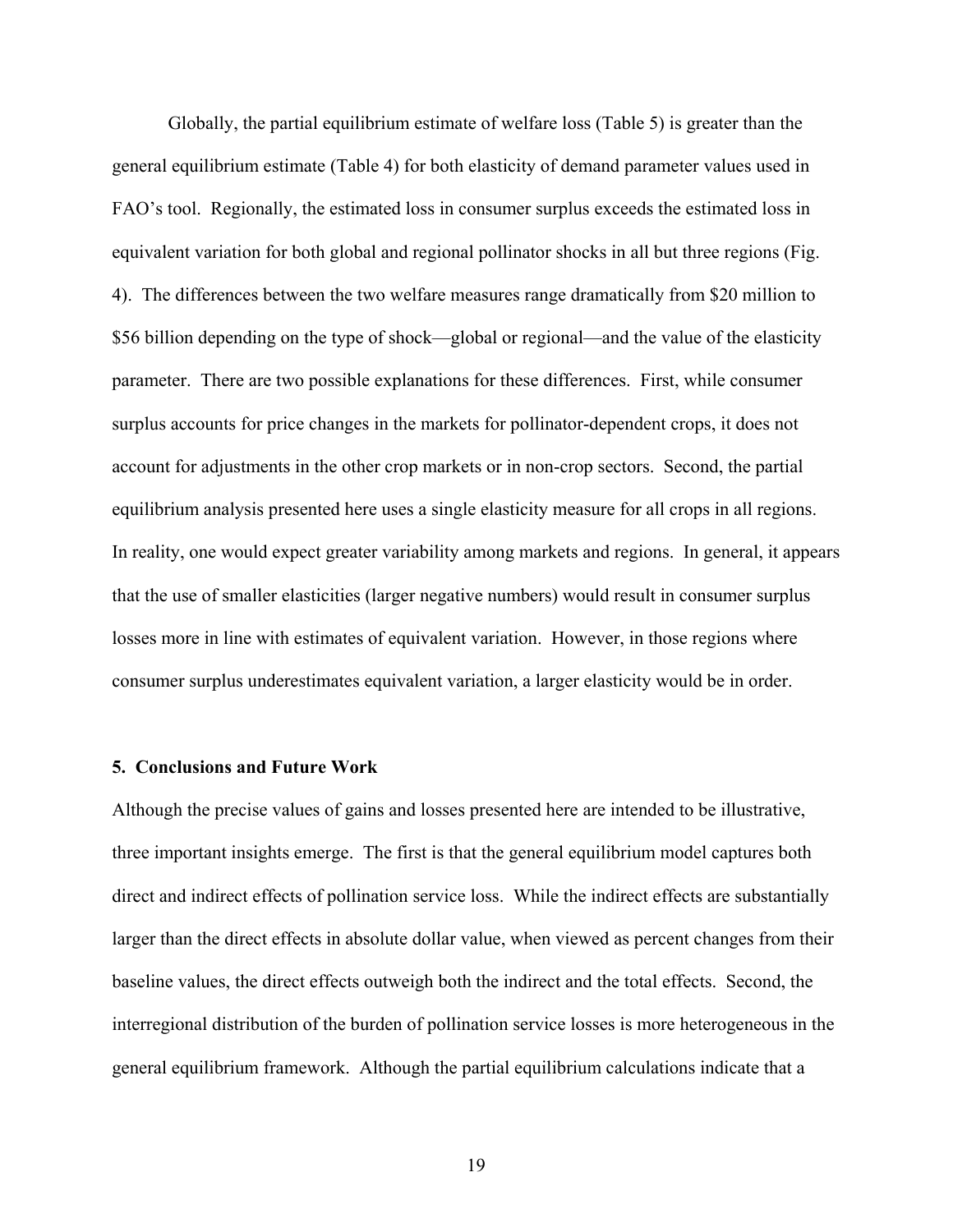Globally, the partial equilibrium estimate of welfare loss (Table 5) is greater than the general equilibrium estimate (Table 4) for both elasticity of demand parameter values used in FAO's tool. Regionally, the estimated loss in consumer surplus exceeds the estimated loss in equivalent variation for both global and regional pollinator shocks in all but three regions (Fig. 4). The differences between the two welfare measures range dramatically from $20 million to $56 billion depending on the type of shock—global or regional—and the value of the elasticity parameter. There are two possible explanations for these differences. First, while consumer surplus accounts for price changes in the markets for pollinator-dependent crops, it does not account for adjustments in the other crop markets or in non-crop sectors. Second, the partial equilibrium analysis presented here uses a single elasticity measure for all crops in all regions. In reality, one would expect greater variability among markets and regions. In general, it appears that the use of smaller elasticities (larger negative numbers) would result in consumer surplus losses more in line with estimates of equivalent variation. However, in those regions where consumer surplus underestimates equivalent variation, a larger elasticity would be in order.

## 5. Conclusions and Future Work

Although the precise values of gains and losses presented here are intended to be illustrative, three important insights emerge. The first is that the general equilibrium model captures both direct and indirect effects of pollination service loss. While the indirect effects are substantially larger than the direct effects in absolute dollar value, when viewed as percent changes from their baseline values, the direct effects outweigh both the indirect and the total effects. Second, the interregional distribution of the burden of pollination service losses is more heterogeneous in the general equilibrium framework. Although the partial equilibrium calculations indicate that a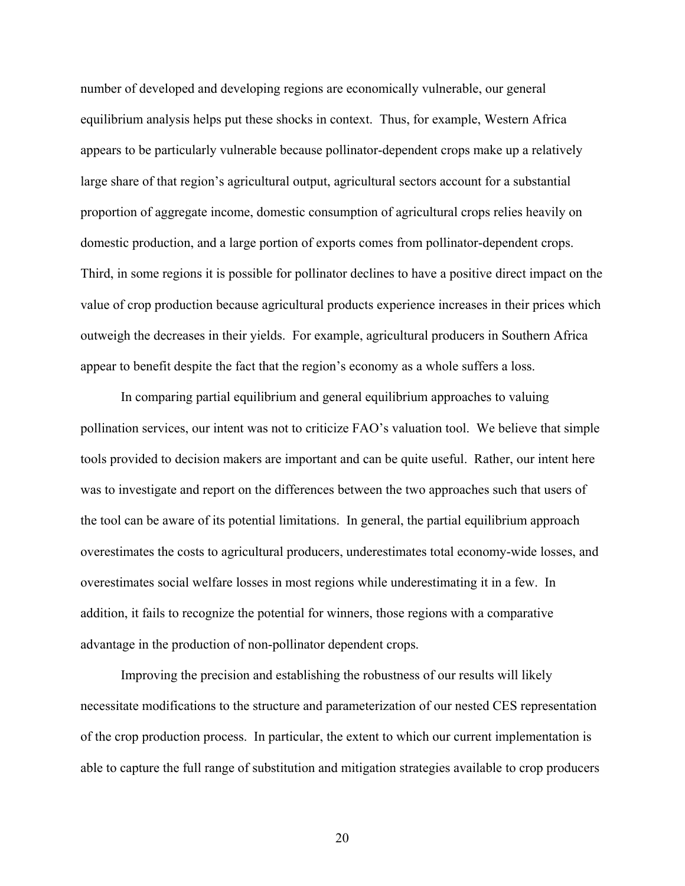number of developed and developing regions are economically vulnerable, our general equilibrium analysis helps put these shocks in context. Thus, for example, Western Africa appears to be particularly vulnerable because pollinator-dependent crops make up a relatively large share of that region's agricultural output, agricultural sectors account for a substantial proportion of aggregate income, domestic consumption of agricultural crops relies heavily on domestic production, and a large portion of exports comes from pollinator-dependent crops. Third, in some regions it is possible for pollinator declines to have a positive direct impact on the value of crop production because agricultural products experience increases in their prices which outweigh the decreases in their yields. For example, agricultural producers in Southern Africa appear to benefit despite the fact that the region's economy as a whole suffers a loss.

In comparing partial equilibrium and general equilibrium approaches to valuing pollination services, our intent was not to criticize FAO's valuation tool. We believe that simple tools provided to decision makers are important and can be quite useful. Rather, our intent here was to investigate and report on the differences between the two approaches such that users of the tool can be aware of its potential limitations. In general, the partial equilibrium approach overestimates the costs to agricultural producers, underestimates total economy-wide losses, and overestimates social welfare losses in most regions while underestimating it in a few. In addition, it fails to recognize the potential for winners, those regions with a comparative advantage in the production of non-pollinator dependent crops.

Improving the precision and establishing the robustness of our results will likely necessitate modifications to the structure and parameterization of our nested CES representation of the crop production process. In particular, the extent to which our current implementation is able to capture the full range of substitution and mitigation strategies available to crop producers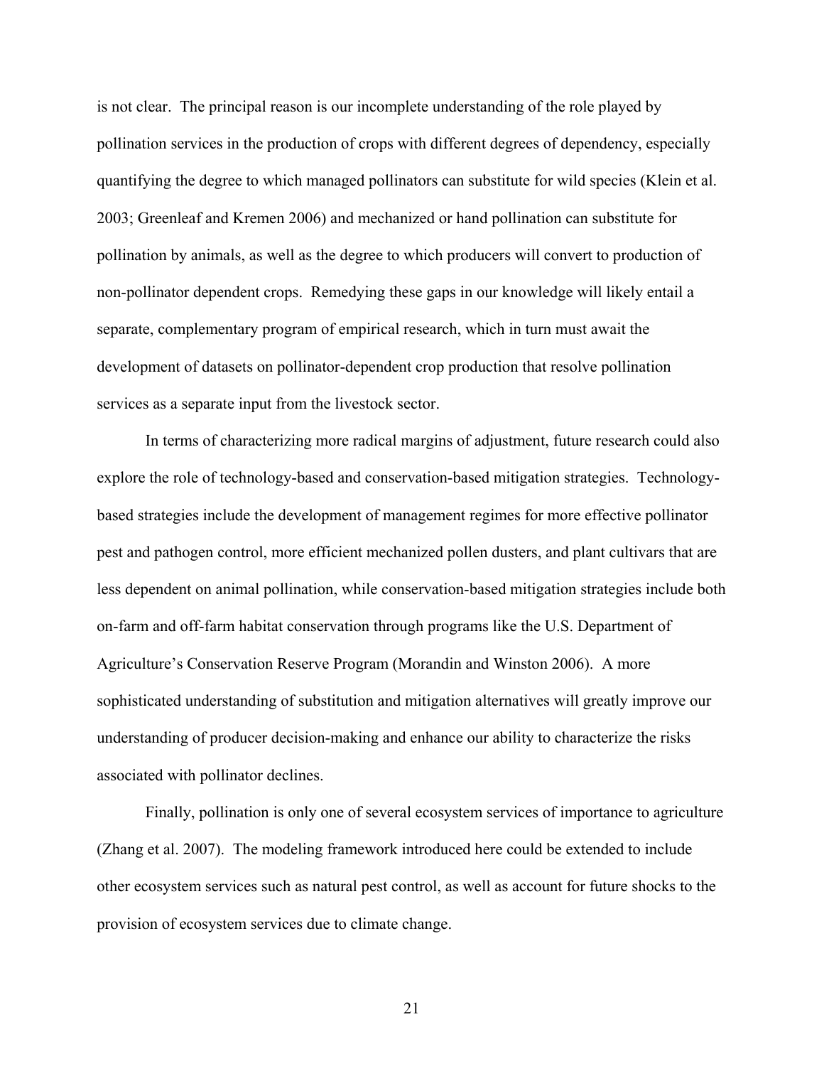is not clear. The principal reason is our incomplete understanding of the role played by pollination services in the production of crops with different degrees of dependency, especially quantifying the degree to which managed pollinators can substitute for wild species (Klein et al. 2003; Greenleaf and Kremen 2006) and mechanized or hand pollination can substitute for pollination by animals, as well as the degree to which producers will convert to production of non-pollinator dependent crops. Remedying these gaps in our knowledge will likely entail a separate, complementary program of empirical research, which in turn must await the development of datasets on pollinator-dependent crop production that resolve pollination services as a separate input from the livestock sector.

In terms of characterizing more radical margins of adjustment, future research could also explore the role of technology-based and conservation-based mitigation strategies. Technology-based strategies include the development of management regimes for more effective pollinator pest and pathogen control, more efficient mechanized pollen dusters, and plant cultivars that are less dependent on animal pollination, while conservation-based mitigation strategies include both on-farm and off-farm habitat conservation through programs like the U.S. Department of Agriculture's Conservation Reserve Program (Morandin and Winston 2006). A more sophisticated understanding of substitution and mitigation alternatives will greatly improve our understanding of producer decision-making and enhance our ability to characterize the risks associated with pollinator declines.

Finally, pollination is only one of several ecosystem services of importance to agriculture (Zhang et al. 2007). The modeling framework introduced here could be extended to include other ecosystem services such as natural pest control, as well as account for future shocks to the provision of ecosystem services due to climate change.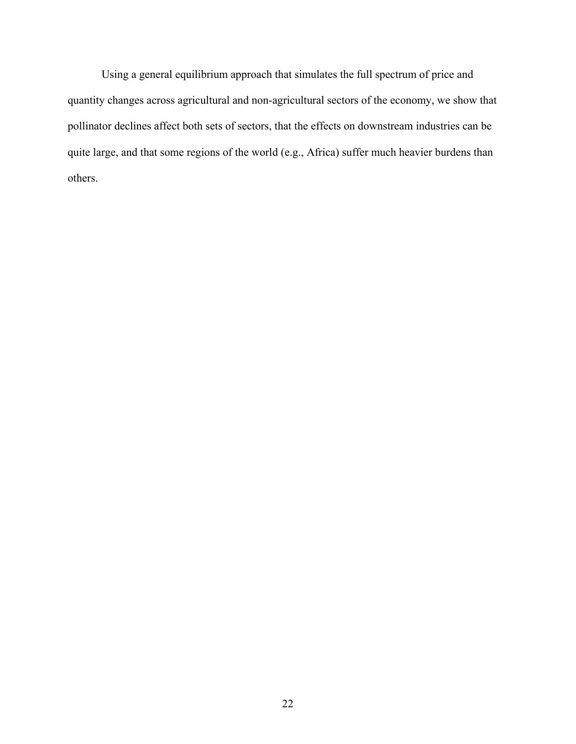Using a general equilibrium approach that simulates the full spectrum of price and quantity changes across agricultural and non-agricultural sectors of the economy, we show that pollinator declines affect both sets of sectors, that the effects on downstream industries can be quite large, and that some regions of the world (e.g., Africa) suffer much heavier burdens than others.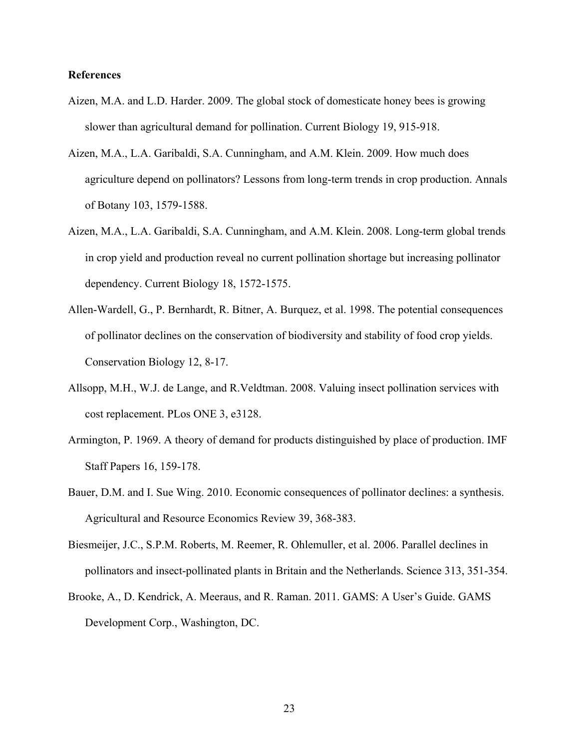**References**

Aizen, M.A. and L.D. Harder. 2009. The global stock of domesticate honey bees is growing slower than agricultural demand for pollination. Current Biology 19, 915-918.

Aizen, M.A., L.A. Garibaldi, S.A. Cunningham, and A.M. Klein. 2009. How much does agriculture depend on pollinators? Lessons from long-term trends in crop production. Annals of Botany 103, 1579-1588.

Aizen, M.A., L.A. Garibaldi, S.A. Cunningham, and A.M. Klein. 2008. Long-term global trends in crop yield and production reveal no current pollination shortage but increasing pollinator dependency. Current Biology 18, 1572-1575.

Allen-Wardell, G., P. Bernhardt, R. Bitner, A. Burquez, et al. 1998. The potential consequences of pollinator declines on the conservation of biodiversity and stability of food crop yields. Conservation Biology 12, 8-17.

Allsopp, M.H., W.J. de Lange, and R.Veldtman. 2008. Valuing insect pollination services with cost replacement. PLos ONE 3, e3128.

Armington, P. 1969. A theory of demand for products distinguished by place of production. IMF Staff Papers 16, 159-178.

Bauer, D.M. and I. Sue Wing. 2010. Economic consequences of pollinator declines: a synthesis. Agricultural and Resource Economics Review 39, 368-383.

Biesmeijer, J.C., S.P.M. Roberts, M. Reemer, R. Ohlemuller, et al. 2006. Parallel declines in pollinators and insect-pollinated plants in Britain and the Netherlands. Science 313, 351-354.

Brooke, A., D. Kendrick, A. Meeraus, and R. Raman. 2011. GAMS: A User's Guide. GAMS Development Corp., Washington, DC.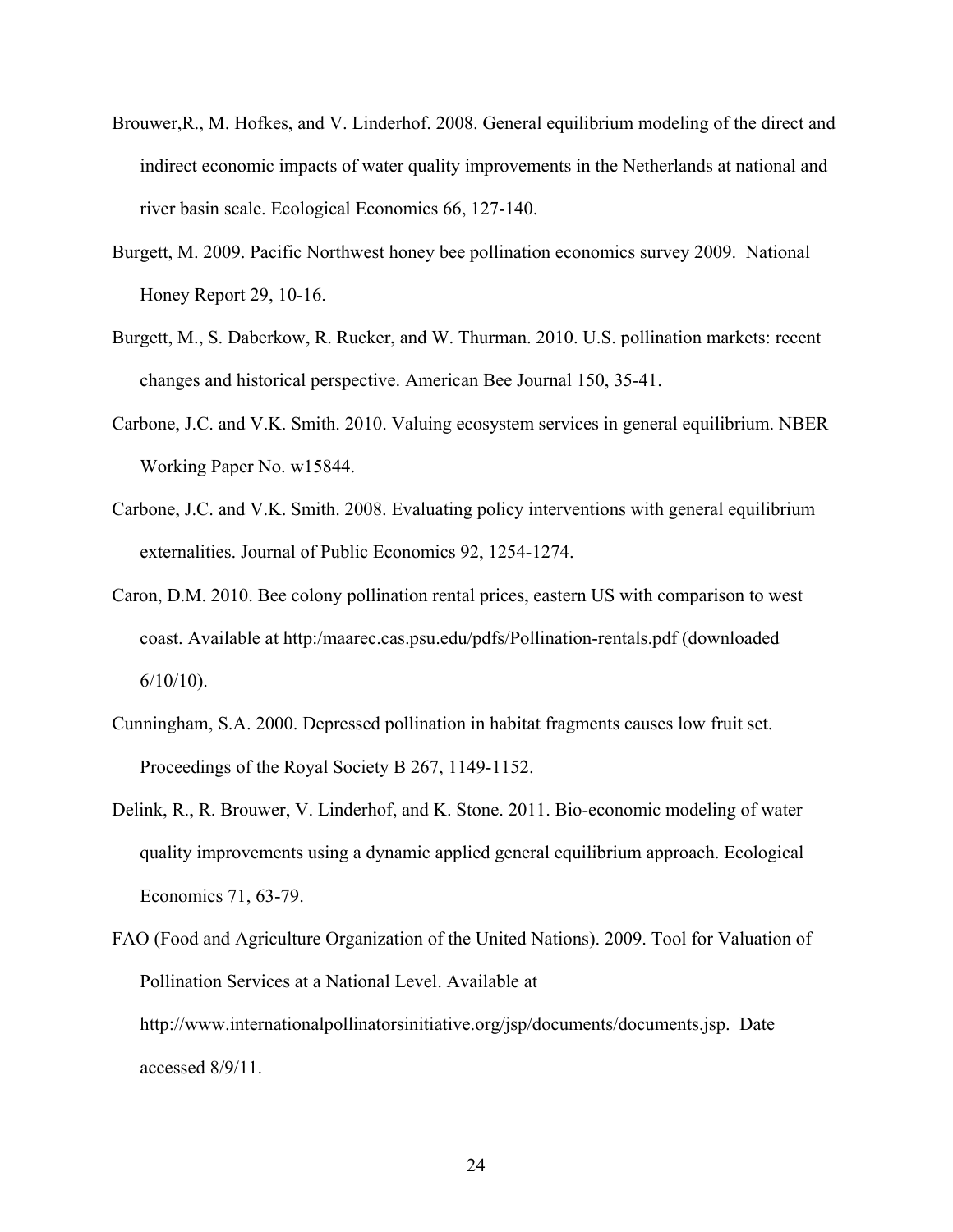Brouwer,R., M. Hofkes, and V. Linderhof. 2008. General equilibrium modeling of the direct and indirect economic impacts of water quality improvements in the Netherlands at national and river basin scale. Ecological Economics 66, 127-140.

Burgett, M. 2009. Pacific Northwest honey bee pollination economics survey 2009. National Honey Report 29, 10-16.

Burgett, M., S. Daberkow, R. Rucker, and W. Thurman. 2010. U.S. pollination markets: recent changes and historical perspective. American Bee Journal 150, 35-41.

Carbone, J.C. and V.K. Smith. 2010. Valuing ecosystem services in general equilibrium. NBER Working Paper No. w15844.

Carbone, J.C. and V.K. Smith. 2008. Evaluating policy interventions with general equilibrium externalities. Journal of Public Economics 92, 1254-1274.

Caron, D.M. 2010. Bee colony pollination rental prices, eastern US with comparison to west coast. Available at http:/maarec.cas.psu.edu/pdfs/Pollination-rentals.pdf (downloaded 6/10/10).

Cunningham, S.A. 2000. Depressed pollination in habitat fragments causes low fruit set. Proceedings of the Royal Society B 267, 1149-1152.

Delink, R., R. Brouwer, V. Linderhof, and K. Stone. 2011. Bio-economic modeling of water quality improvements using a dynamic applied general equilibrium approach. Ecological Economics 71, 63-79.

FAO (Food and Agriculture Organization of the United Nations). 2009. Tool for Valuation of Pollination Services at a National Level. Available at http://www.internationalpollinatorsinitiative.org/jsp/documents/documents.jsp. Date accessed 8/9/11.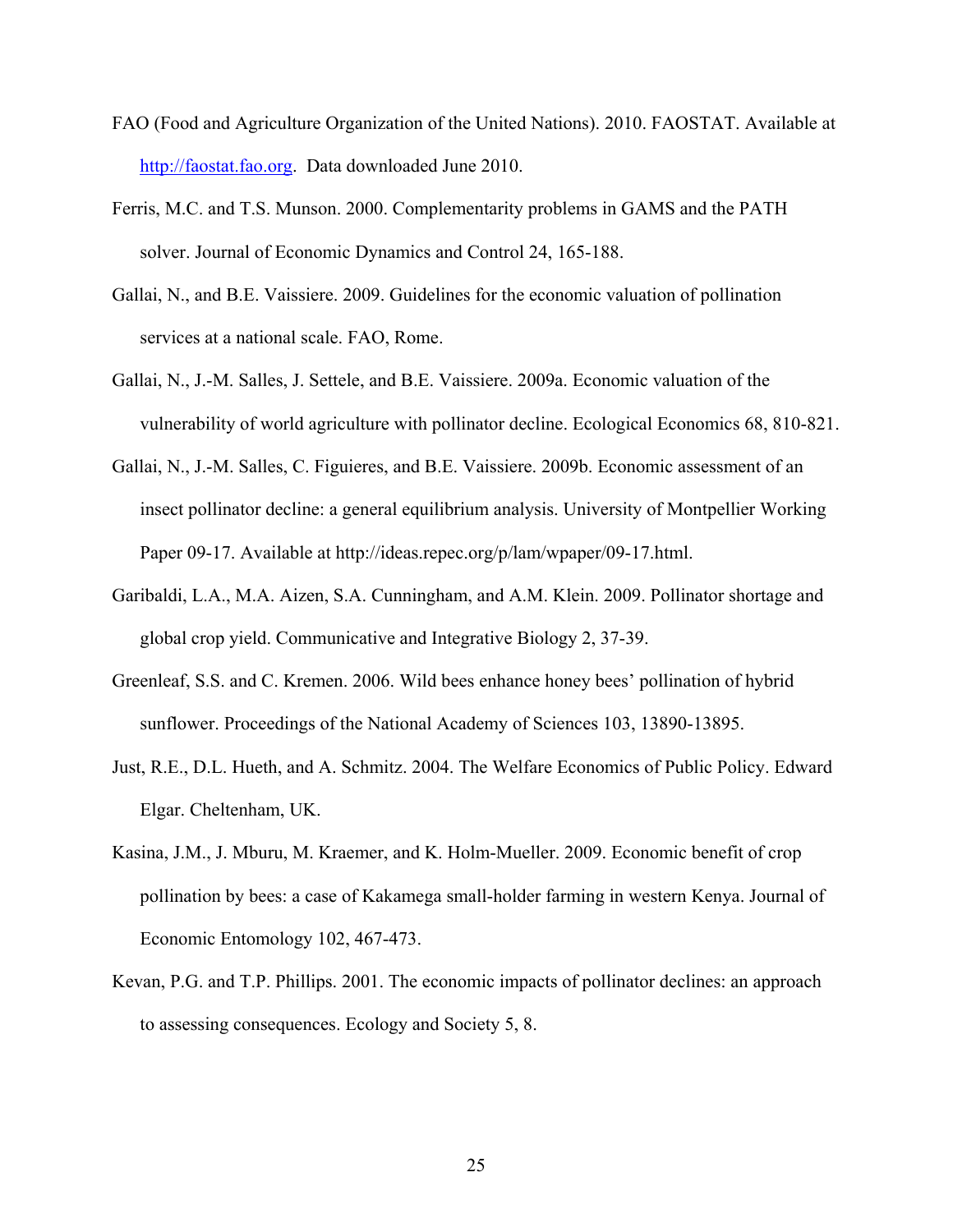FAO (Food and Agriculture Organization of the United Nations). 2010. FAOSTAT. Available at http://faostat.fao.org. Data downloaded June 2010.

Ferris, M.C. and T.S. Munson. 2000. Complementarity problems in GAMS and the PATH solver. Journal of Economic Dynamics and Control 24, 165-188.

Gallai, N., and B.E. Vaissiere. 2009. Guidelines for the economic valuation of pollination services at a national scale. FAO, Rome.

Gallai, N., J.-M. Salles, J. Settele, and B.E. Vaissiere. 2009a. Economic valuation of the vulnerability of world agriculture with pollinator decline. Ecological Economics 68, 810-821.

Gallai, N., J.-M. Salles, C. Figuieres, and B.E. Vaissiere. 2009b. Economic assessment of an insect pollinator decline: a general equilibrium analysis. University of Montpellier Working Paper 09-17. Available at http://ideas.repec.org/p/lam/wpaper/09-17.html.

Garibaldi, L.A., M.A. Aizen, S.A. Cunningham, and A.M. Klein. 2009. Pollinator shortage and global crop yield. Communicative and Integrative Biology 2, 37-39.

Greenleaf, S.S. and C. Kremen. 2006. Wild bees enhance honey bees' pollination of hybrid sunflower. Proceedings of the National Academy of Sciences 103, 13890-13895.

Just, R.E., D.L. Hueth, and A. Schmitz. 2004. The Welfare Economics of Public Policy. Edward Elgar. Cheltenham, UK.

Kasina, J.M., J. Mburu, M. Kraemer, and K. Holm-Mueller. 2009. Economic benefit of crop pollination by bees: a case of Kakamega small-holder farming in western Kenya. Journal of Economic Entomology 102, 467-473.

Kevan, P.G. and T.P. Phillips. 2001. The economic impacts of pollinator declines: an approach to assessing consequences. Ecology and Society 5, 8.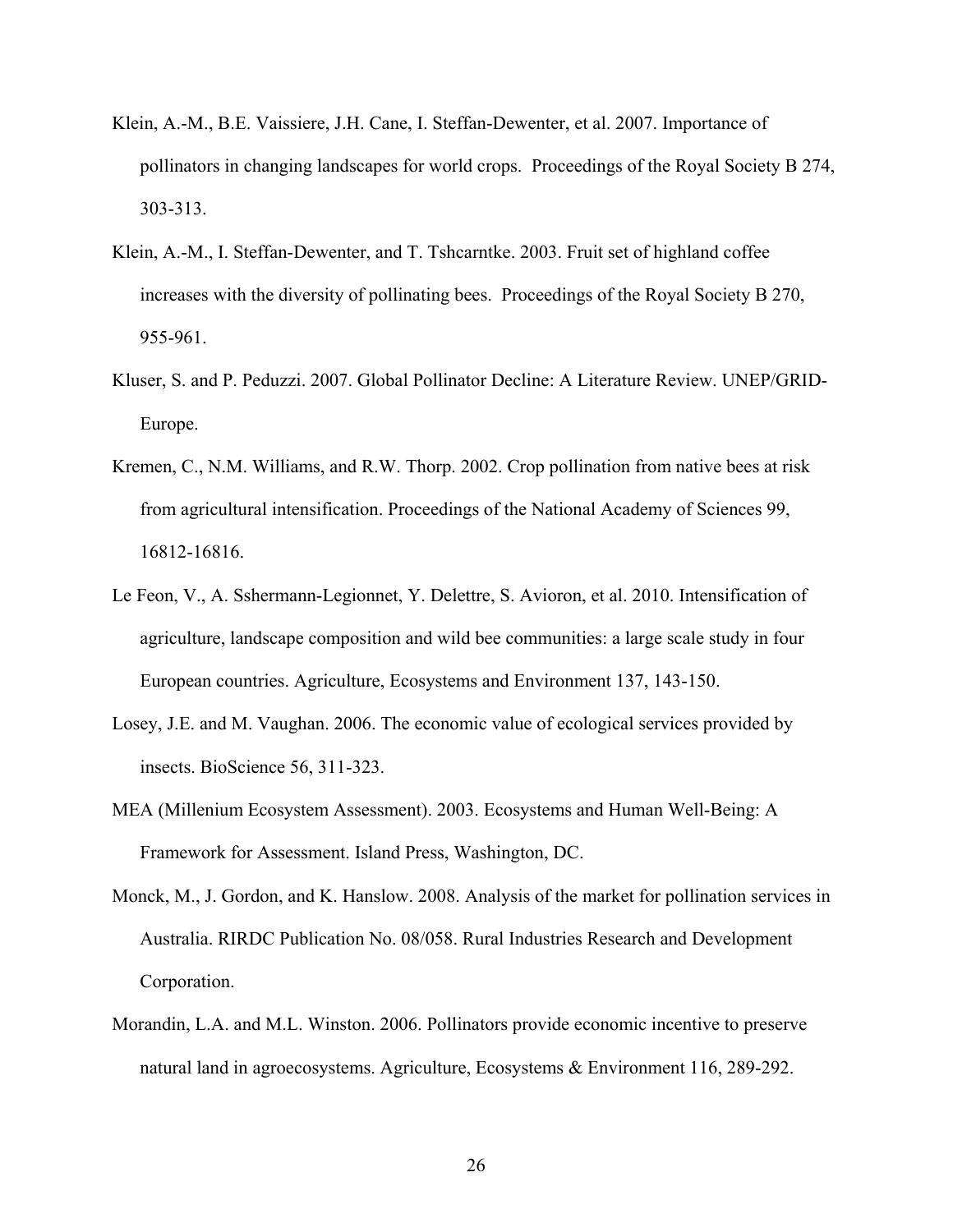Klein, A.-M., B.E. Vaissiere, J.H. Cane, I. Steffan-Dewenter, et al. 2007. Importance of pollinators in changing landscapes for world crops. Proceedings of the Royal Society B 274, 303-313.

Klein, A.-M., I. Steffan-Dewenter, and T. Tshcarntke. 2003. Fruit set of highland coffee increases with the diversity of pollinating bees. Proceedings of the Royal Society B 270, 955-961.

Kluser, S. and P. Peduzzi. 2007. Global Pollinator Decline: A Literature Review. UNEP/GRID-Europe.

Kremen, C., N.M. Williams, and R.W. Thorp. 2002. Crop pollination from native bees at risk from agricultural intensification. Proceedings of the National Academy of Sciences 99, 16812-16816.

Le Feon, V., A. Sshermann-Legionnet, Y. Delettre, S. Avioron, et al. 2010. Intensification of agriculture, landscape composition and wild bee communities: a large scale study in four European countries. Agriculture, Ecosystems and Environment 137, 143-150.

Losey, J.E. and M. Vaughan. 2006. The economic value of ecological services provided by insects. BioScience 56, 311-323.

MEA (Millenium Ecosystem Assessment). 2003. Ecosystems and Human Well-Being: A Framework for Assessment. Island Press, Washington, DC.

Monck, M., J. Gordon, and K. Hanslow. 2008. Analysis of the market for pollination services in Australia. RIRDC Publication No. 08/058. Rural Industries Research and Development Corporation.

Morandin, L.A. and M.L. Winston. 2006. Pollinators provide economic incentive to preserve natural land in agroecosystems. Agriculture, Ecosystems & Environment 116, 289-292.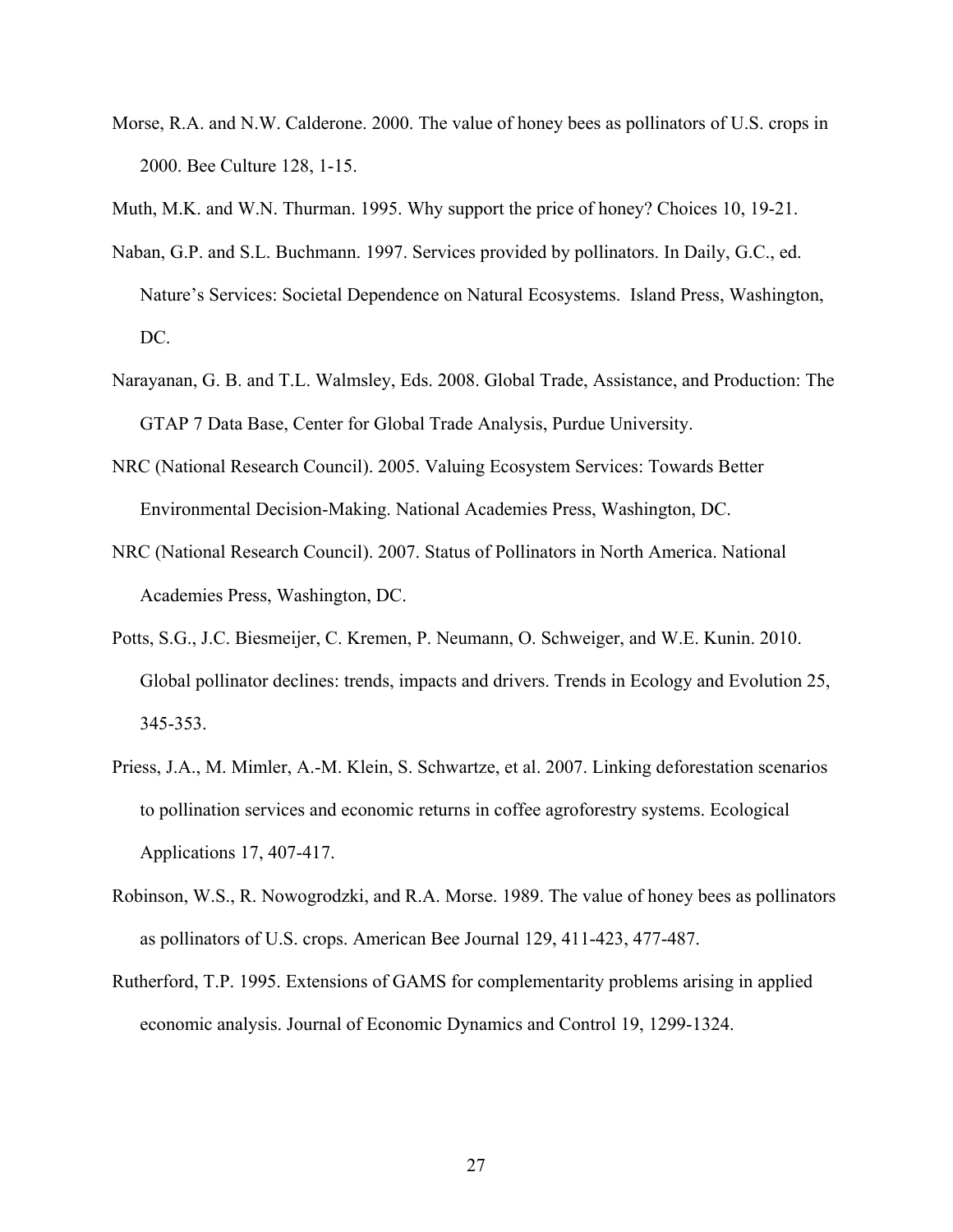Morse, R.A. and N.W. Calderone. 2000. The value of honey bees as pollinators of U.S. crops in 2000. Bee Culture 128, 1-15.

Muth, M.K. and W.N. Thurman. 1995. Why support the price of honey? Choices 10, 19-21.

Naban, G.P. and S.L. Buchmann. 1997. Services provided by pollinators. In Daily, G.C., ed. Nature's Services: Societal Dependence on Natural Ecosystems. Island Press, Washington, DC.

Narayanan, G. B. and T.L. Walmsley, Eds. 2008. Global Trade, Assistance, and Production: The GTAP 7 Data Base, Center for Global Trade Analysis, Purdue University.

NRC (National Research Council). 2005. Valuing Ecosystem Services: Towards Better Environmental Decision-Making. National Academies Press, Washington, DC.

NRC (National Research Council). 2007. Status of Pollinators in North America. National Academies Press, Washington, DC.

Potts, S.G., J.C. Biesmeijer, C. Kremen, P. Neumann, O. Schweiger, and W.E. Kunin. 2010. Global pollinator declines: trends, impacts and drivers. Trends in Ecology and Evolution 25, 345-353.

Priess, J.A., M. Mimler, A.-M. Klein, S. Schwartze, et al. 2007. Linking deforestation scenarios to pollination services and economic returns in coffee agroforestry systems. Ecological Applications 17, 407-417.

Robinson, W.S., R. Nowogrodzki, and R.A. Morse. 1989. The value of honey bees as pollinators as pollinators of U.S. crops. American Bee Journal 129, 411-423, 477-487.

Rutherford, T.P. 1995. Extensions of GAMS for complementarity problems arising in applied economic analysis. Journal of Economic Dynamics and Control 19, 1299-1324.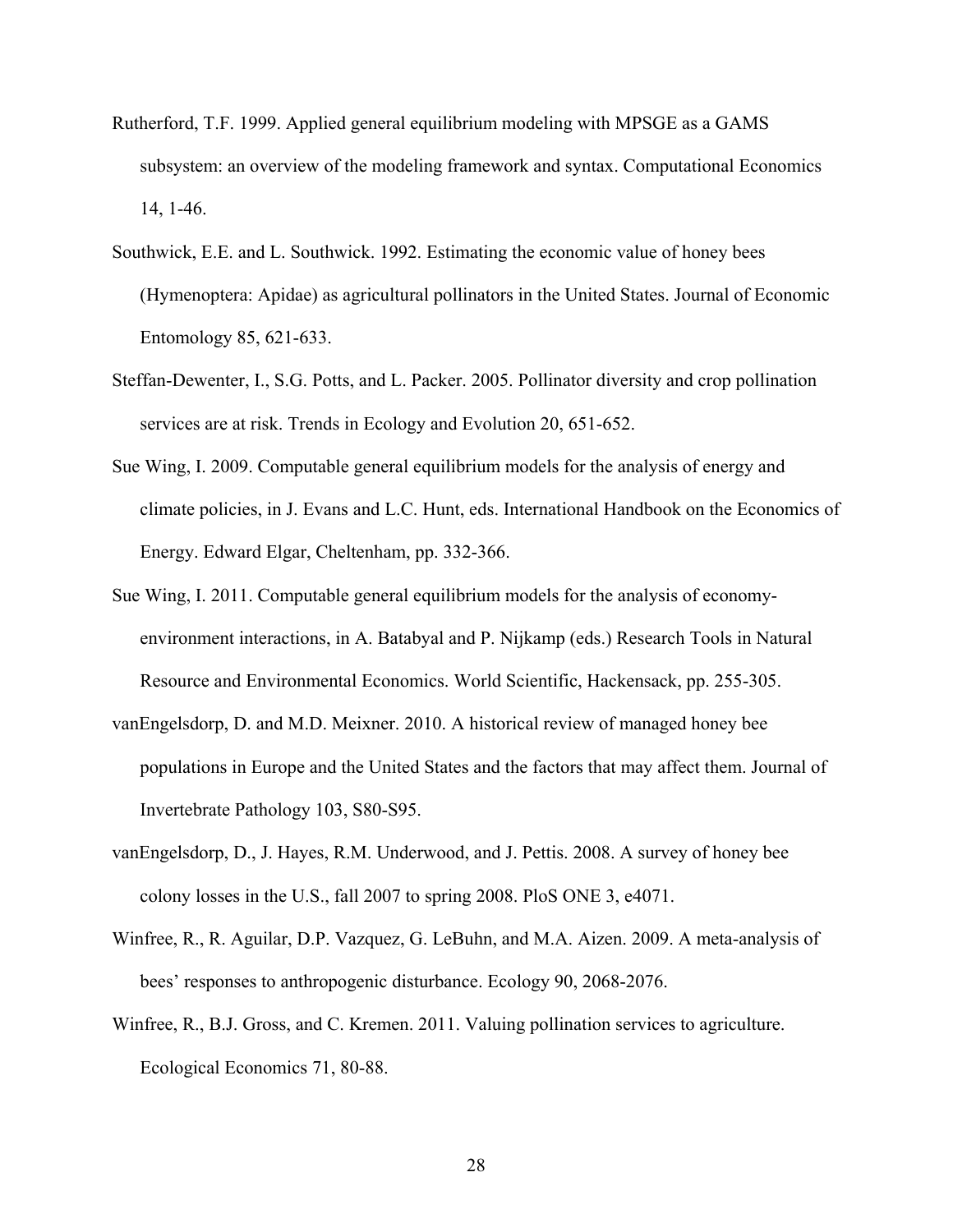Rutherford, T.F. 1999. Applied general equilibrium modeling with MPSGE as a GAMS subsystem: an overview of the modeling framework and syntax. Computational Economics 14, 1-46.

Southwick, E.E. and L. Southwick. 1992. Estimating the economic value of honey bees (Hymenoptera: Apidae) as agricultural pollinators in the United States. Journal of Economic Entomology 85, 621-633.

Steffan-Dewenter, I., S.G. Potts, and L. Packer. 2005. Pollinator diversity and crop pollination services are at risk. Trends in Ecology and Evolution 20, 651-652.

Sue Wing, I. 2009. Computable general equilibrium models for the analysis of energy and climate policies, in J. Evans and L.C. Hunt, eds. International Handbook on the Economics of Energy. Edward Elgar, Cheltenham, pp. 332-366.

Sue Wing, I. 2011. Computable general equilibrium models for the analysis of economy-environment interactions, in A. Batabyal and P. Nijkamp (eds.) Research Tools in Natural Resource and Environmental Economics. World Scientific, Hackensack, pp. 255-305.

vanEngelsdorp, D. and M.D. Meixner. 2010. A historical review of managed honey bee populations in Europe and the United States and the factors that may affect them. Journal of Invertebrate Pathology 103, S80-S95.

vanEngelsdorp, D., J. Hayes, R.M. Underwood, and J. Pettis. 2008. A survey of honey bee colony losses in the U.S., fall 2007 to spring 2008. PloS ONE 3, e4071.

Winfree, R., R. Aguilar, D.P. Vazquez, G. LeBuhn, and M.A. Aizen. 2009. A meta-analysis of bees' responses to anthropogenic disturbance. Ecology 90, 2068-2076.

Winfree, R., B.J. Gross, and C. Kremen. 2011. Valuing pollination services to agriculture. Ecological Economics 71, 80-88.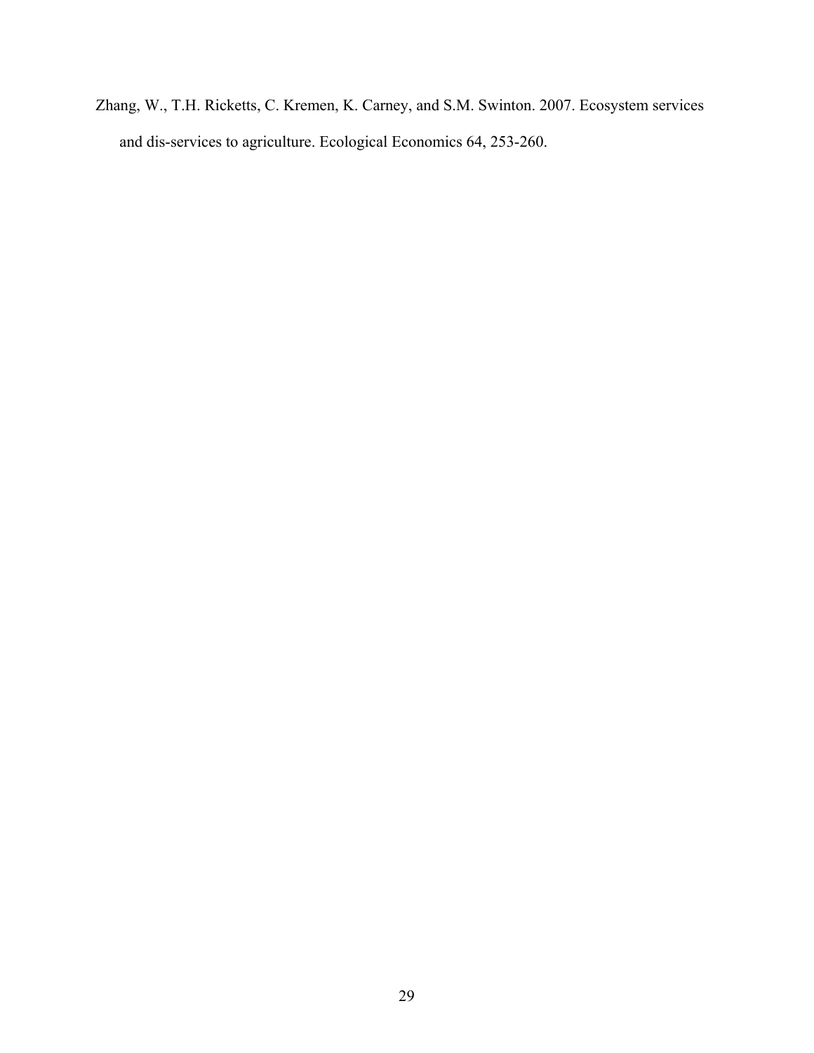Zhang, W., T.H. Ricketts, C. Kremen, K. Carney, and S.M. Swinton. 2007. Ecosystem services and dis-services to agriculture. Ecological Economics 64, 253-260.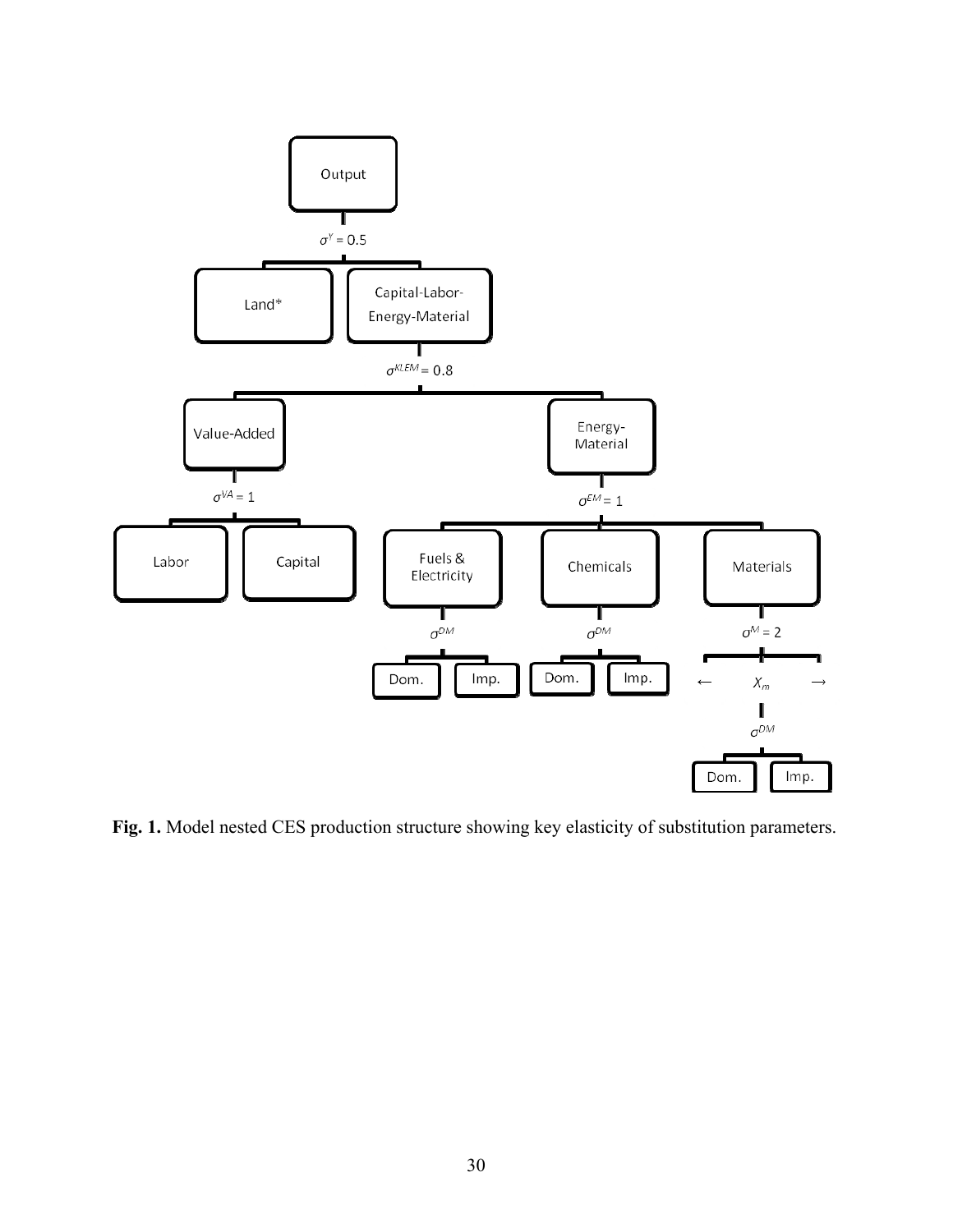**Fig. 1.** Model nested CES production structure showing key elasticity of substitution parameters.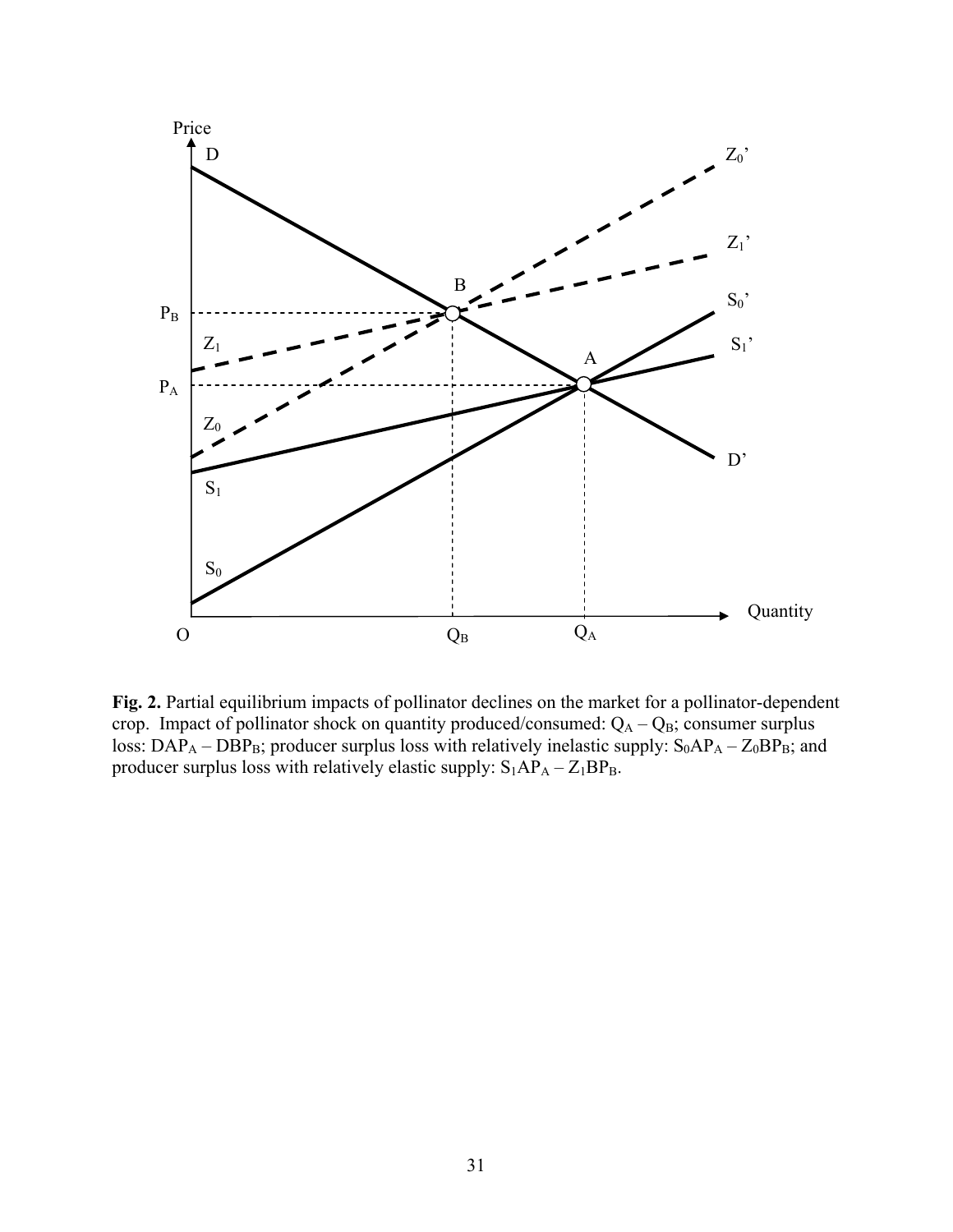**Fig. 2.** Partial equilibrium impacts of pollinator declines on the market for a pollinator-dependent crop. Impact of pollinator shock on quantity produced/consumed: $Q_A - Q_B$; consumer surplus loss: $DAP_A - DBP_B$; producer surplus loss with relatively inelastic supply: $S_0AP_A - Z_0BP_B$; and producer surplus loss with relatively elastic supply: $S_1AP_A - Z_1BP_B$.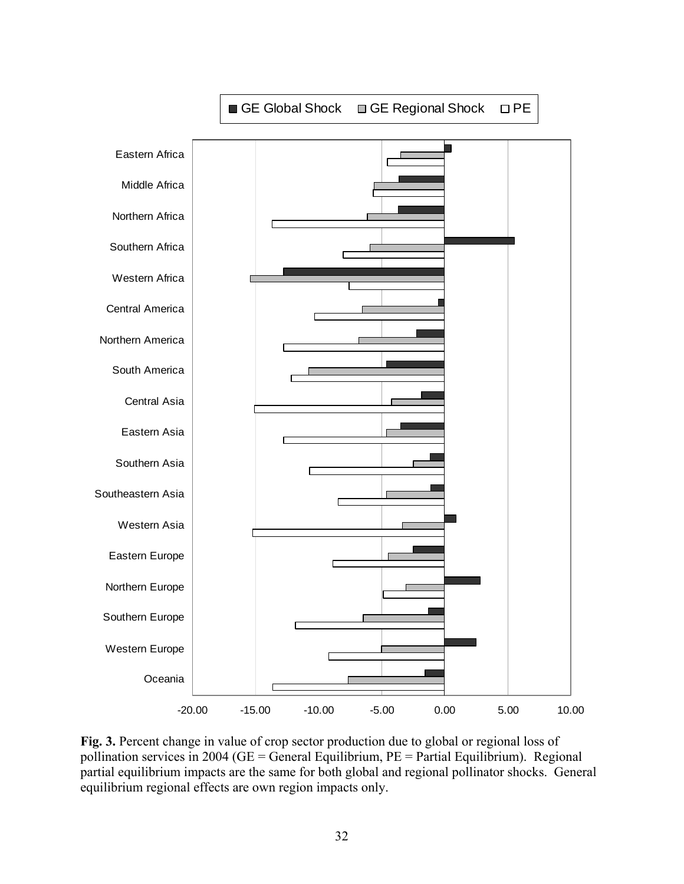**Fig. 3.** Percent change in value of crop sector production due to global or regional loss of pollination services in 2004 (GE = General Equilibrium, PE = Partial Equilibrium). Regional partial equilibrium impacts are the same for both global and regional pollinator shocks. General equilibrium regional effects are own region impacts only.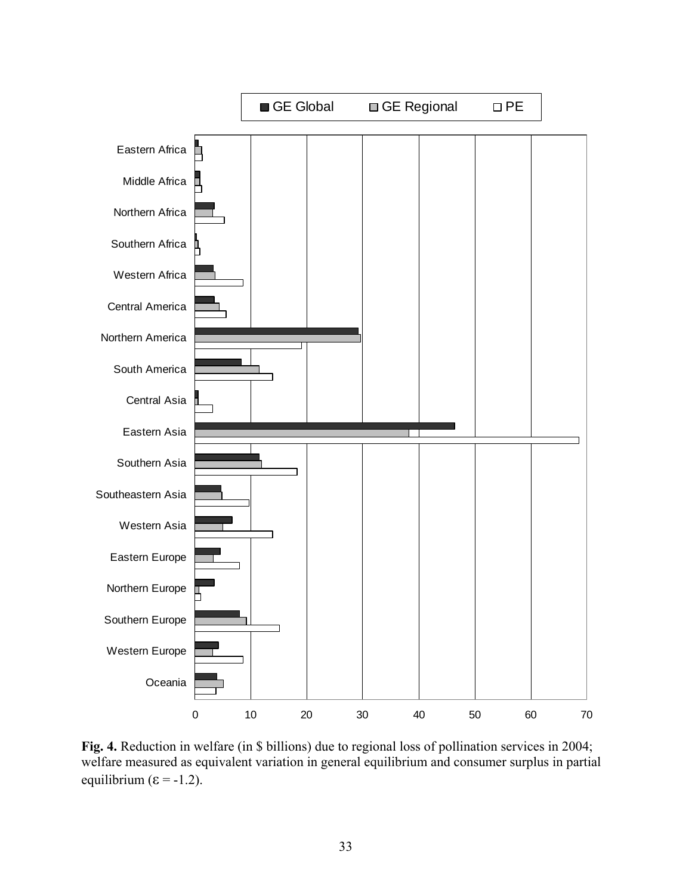**Fig. 4.** Reduction in welfare (in \$ billions) due to regional loss of pollination services in 2004; welfare measured as equivalent variation in general equilibrium and consumer surplus in partial equilibrium ($\varepsilon$ = -1.2).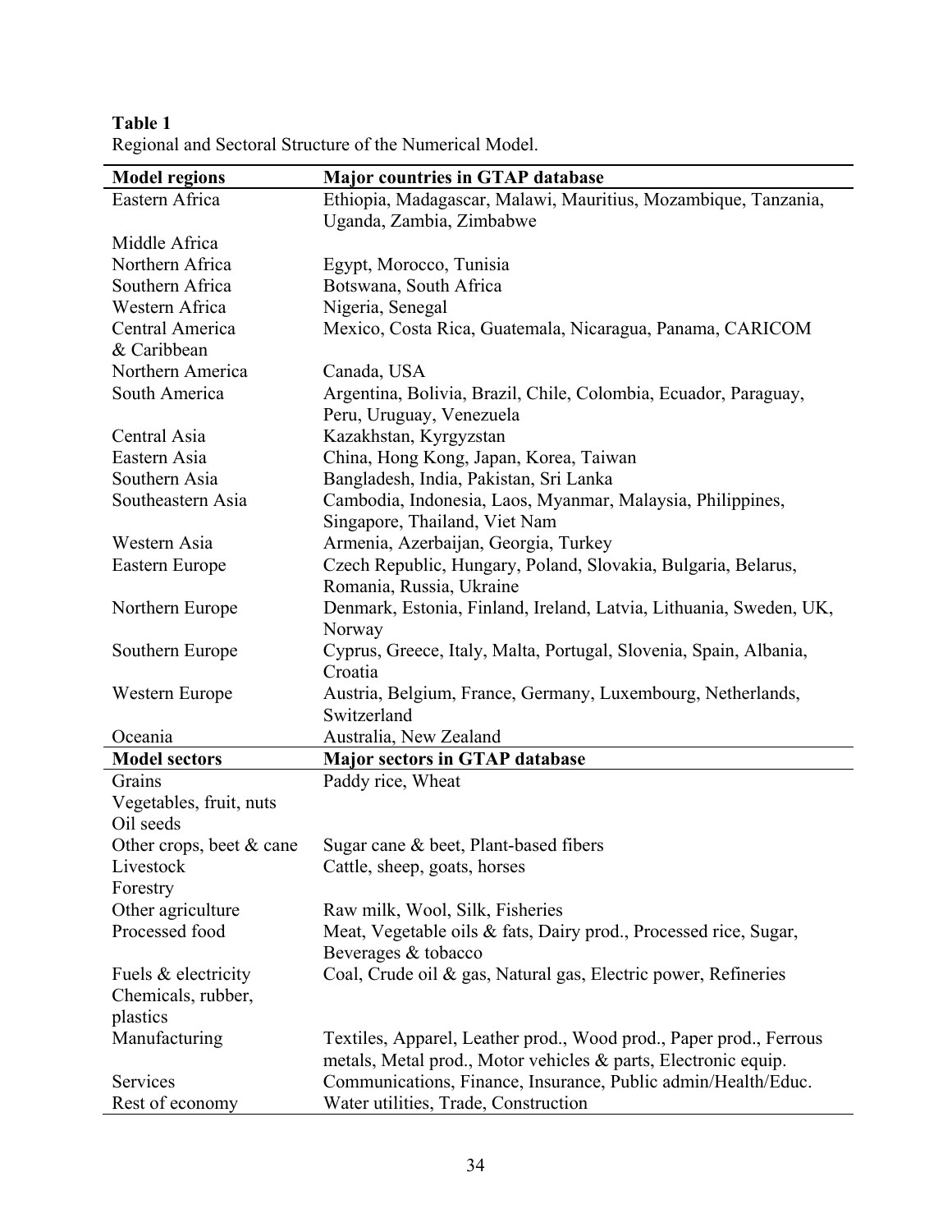**Table 1**
Regional and Sectoral Structure of the Numerical Model.

| Model regions | Major countries in GTAP database |
|---|---|
| Eastern Africa | Ethiopia, Madagascar, Malawi, Mauritius, Mozambique, Tanzania, Uganda, Zambia, Zimbabwe |
| Middle Africa | |
| Northern Africa | Egypt, Morocco, Tunisia |
| Southern Africa | Botswana, South Africa |
| Western Africa | Nigeria, Senegal |
| Central America & Caribbean | Mexico, Costa Rica, Guatemala, Nicaragua, Panama, CARICOM |
| Northern America | Canada, USA |
| South America | Argentina, Bolivia, Brazil, Chile, Colombia, Ecuador, Paraguay, Peru, Uruguay, Venezuela |
| Central Asia | Kazakhstan, Kyrgyzstan |
| Eastern Asia | China, Hong Kong, Japan, Korea, Taiwan |
| Southern Asia | Bangladesh, India, Pakistan, Sri Lanka |
| Southeastern Asia | Cambodia, Indonesia, Laos, Myanmar, Malaysia, Philippines, Singapore, Thailand, Viet Nam |
| Western Asia | Armenia, Azerbaijan, Georgia, Turkey |
| Eastern Europe | Czech Republic, Hungary, Poland, Slovakia, Bulgaria, Belarus, Romania, Russia, Ukraine |
| Northern Europe | Denmark, Estonia, Finland, Ireland, Latvia, Lithuania, Sweden, UK, Norway |
| Southern Europe | Cyprus, Greece, Italy, Malta, Portugal, Slovenia, Spain, Albania, Croatia |
| Western Europe | Austria, Belgium, France, Germany, Luxembourg, Netherlands, Switzerland |
| Oceania | Australia, New Zealand |
| **Model sectors** | **Major sectors in GTAP database** |
| Grains | Paddy rice, Wheat |
| Vegetables, fruit, nuts | |
| Oil seeds | |
| Other crops, beet & cane | Sugar cane & beet, Plant-based fibers |
| Livestock | Cattle, sheep, goats, horses |
| Forestry | |
| Other agriculture | Raw milk, Wool, Silk, Fisheries |
| Processed food | Meat, Vegetable oils & fats, Dairy prod., Processed rice, Sugar, Beverages & tobacco |
| Fuels & electricity | Coal, Crude oil & gas, Natural gas, Electric power, Refineries |
| Chemicals, rubber, plastics | |
| Manufacturing | Textiles, Apparel, Leather prod., Wood prod., Paper prod., Ferrous metals, Metal prod., Motor vehicles & parts, Electronic equip. |
| Services | Communications, Finance, Insurance, Public admin/Health/Educ. |
| Rest of economy | Water utilities, Trade, Construction |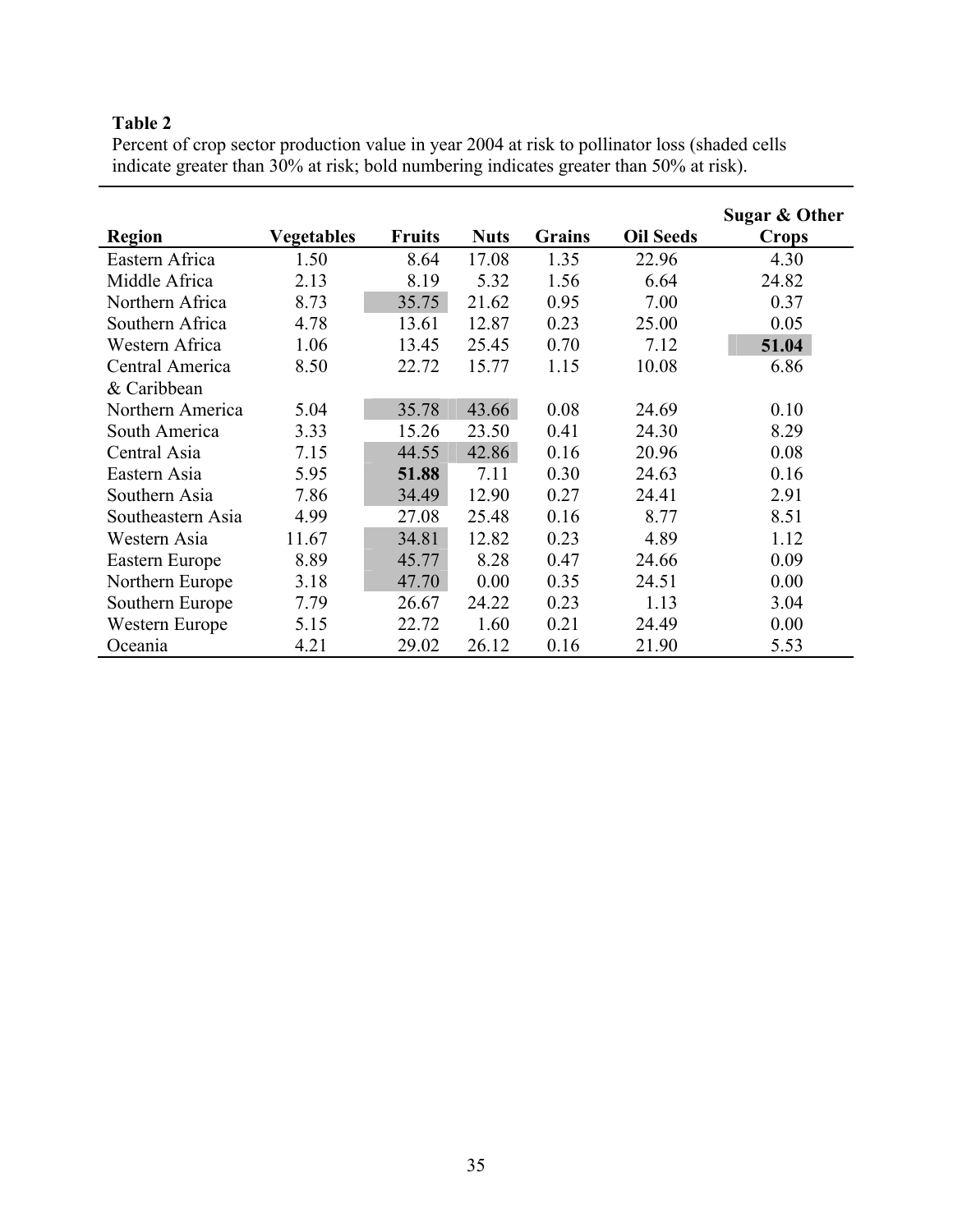**Table 2**

Percent of crop sector production value in year 2004 at risk to pollinator loss (shaded cells indicate greater than 30% at risk; bold numbering indicates greater than 50% at risk).

| Region | Vegetables | Fruits | Nuts | Grains | Oil Seeds | Sugar & Other Crops |
|---|---|---|---|---|---|---|
| Eastern Africa | 1.50 | 8.64 | 17.08 | 1.35 | 22.96 | 4.30 |
| Middle Africa | 2.13 | 8.19 | 5.32 | 1.56 | 6.64 | 24.82 |
| Northern Africa | 8.73 | 35.75 | 21.62 | 0.95 | 7.00 | 0.37 |
| Southern Africa | 4.78 | 13.61 | 12.87 | 0.23 | 25.00 | 0.05 |
| Western Africa | 1.06 | 13.45 | 25.45 | 0.70 | 7.12 | **51.04** |
| Central America & Caribbean | 8.50 | 22.72 | 15.77 | 1.15 | 10.08 | 6.86 |
| Northern America | 5.04 | 35.78 | 43.66 | 0.08 | 24.69 | 0.10 |
| South America | 3.33 | 15.26 | 23.50 | 0.41 | 24.30 | 8.29 |
| Central Asia | 7.15 | 44.55 | 42.86 | 0.16 | 20.96 | 0.08 |
| Eastern Asia | 5.95 | **51.88** | 7.11 | 0.30 | 24.63 | 0.16 |
| Southern Asia | 7.86 | 34.49 | 12.90 | 0.27 | 24.41 | 2.91 |
| Southeastern Asia | 4.99 | 27.08 | 25.48 | 0.16 | 8.77 | 8.51 |
| Western Asia | 11.67 | 34.81 | 12.82 | 0.23 | 4.89 | 1.12 |
| Eastern Europe | 8.89 | 45.77 | 8.28 | 0.47 | 24.66 | 0.09 |
| Northern Europe | 3.18 | 47.70 | 0.00 | 0.35 | 24.51 | 0.00 |
| Southern Europe | 7.79 | 26.67 | 24.22 | 0.23 | 1.13 | 3.04 |
| Western Europe | 5.15 | 22.72 | 1.60 | 0.21 | 24.49 | 0.00 |
| Oceania | 4.21 | 29.02 | 26.12 | 0.16 | 21.90 | 5.53 |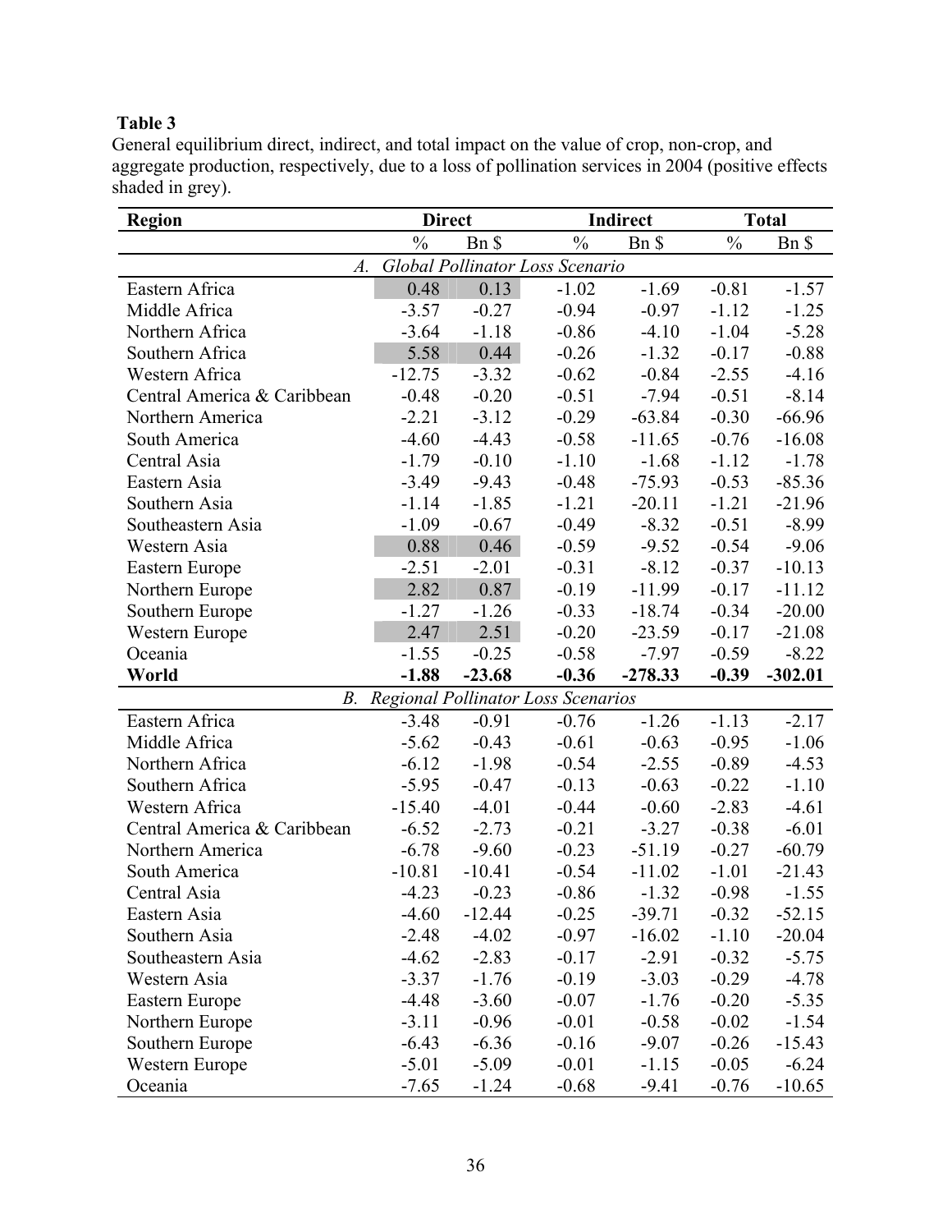**Table 3**

General equilibrium direct, indirect, and total impact on the value of crop, non-crop, and aggregate production, respectively, due to a loss of pollination services in 2004 (positive effects shaded in grey).

| Region | Direct | | Indirect | | Total | |
|---|---|---|---|---|---|---|
| | % | Bn $ | % | Bn $ | % | Bn $ |
| *A. Global Pollinator Loss Scenario* | | | | | | |
| Eastern Africa | 0.48 | 0.13 | -1.02 | -1.69 | -0.81 | -1.57 |
| Middle Africa | -3.57 | -0.27 | -0.94 | -0.97 | -1.12 | -1.25 |
| Northern Africa | -3.64 | -1.18 | -0.86 | -4.10 | -1.04 | -5.28 |
| Southern Africa | 5.58 | 0.44 | -0.26 | -1.32 | -0.17 | -0.88 |
| Western Africa | -12.75 | -3.32 | -0.62 | -0.84 | -2.55 | -4.16 |
| Central America & Caribbean | -0.48 | -0.20 | -0.51 | -7.94 | -0.51 | -8.14 |
| Northern America | -2.21 | -3.12 | -0.29 | -63.84 | -0.30 | -66.96 |
| South America | -4.60 | -4.43 | -0.58 | -11.65 | -0.76 | -16.08 |
| Central Asia | -1.79 | -0.10 | -1.10 | -1.68 | -1.12 | -1.78 |
| Eastern Asia | -3.49 | -9.43 | -0.48 | -75.93 | -0.53 | -85.36 |
| Southern Asia | -1.14 | -1.85 | -1.21 | -20.11 | -1.21 | -21.96 |
| Southeastern Asia | -1.09 | -0.67 | -0.49 | -8.32 | -0.51 | -8.99 |
| Western Asia | 0.88 | 0.46 | -0.59 | -9.52 | -0.54 | -9.06 |
| Eastern Europe | -2.51 | -2.01 | -0.31 | -8.12 | -0.37 | -10.13 |
| Northern Europe | 2.82 | 0.87 | -0.19 | -11.99 | -0.17 | -11.12 |
| Southern Europe | -1.27 | -1.26 | -0.33 | -18.74 | -0.34 | -20.00 |
| Western Europe | 2.47 | 2.51 | -0.20 | -23.59 | -0.17 | -21.08 |
| Oceania | -1.55 | -0.25 | -0.58 | -7.97 | -0.59 | -8.22 |
| **World** | **-1.88** | **-23.68** | **-0.36** | **-278.33** | **-0.39** | **-302.01** |
| *B. Regional Pollinator Loss Scenarios* | | | | | | |
| Eastern Africa | -3.48 | -0.91 | -0.76 | -1.26 | -1.13 | -2.17 |
| Middle Africa | -5.62 | -0.43 | -0.61 | -0.63 | -0.95 | -1.06 |
| Northern Africa | -6.12 | -1.98 | -0.54 | -2.55 | -0.89 | -4.53 |
| Southern Africa | -5.95 | -0.47 | -0.13 | -0.63 | -0.22 | -1.10 |
| Western Africa | -15.40 | -4.01 | -0.44 | -0.60 | -2.83 | -4.61 |
| Central America & Caribbean | -6.52 | -2.73 | -0.21 | -3.27 | -0.38 | -6.01 |
| Northern America | -6.78 | -9.60 | -0.23 | -51.19 | -0.27 | -60.79 |
| South America | -10.81 | -10.41 | -0.54 | -11.02 | -1.01 | -21.43 |
| Central Asia | -4.23 | -0.23 | -0.86 | -1.32 | -0.98 | -1.55 |
| Eastern Asia | -4.60 | -12.44 | -0.25 | -39.71 | -0.32 | -52.15 |
| Southern Asia | -2.48 | -4.02 | -0.97 | -16.02 | -1.10 | -20.04 |
| Southeastern Asia | -4.62 | -2.83 | -0.17 | -2.91 | -0.32 | -5.75 |
| Western Asia | -3.37 | -1.76 | -0.19 | -3.03 | -0.29 | -4.78 |
| Eastern Europe | -4.48 | -3.60 | -0.07 | -1.76 | -0.20 | -5.35 |
| Northern Europe | -3.11 | -0.96 | -0.01 | -0.58 | -0.02 | -1.54 |
| Southern Europe | -6.43 | -6.36 | -0.16 | -9.07 | -0.26 | -15.43 |
| Western Europe | -5.01 | -5.09 | -0.01 | -1.15 | -0.05 | -6.24 |
| Oceania | -7.65 | -1.24 | -0.68 | -9.41 | -0.76 | -10.65 |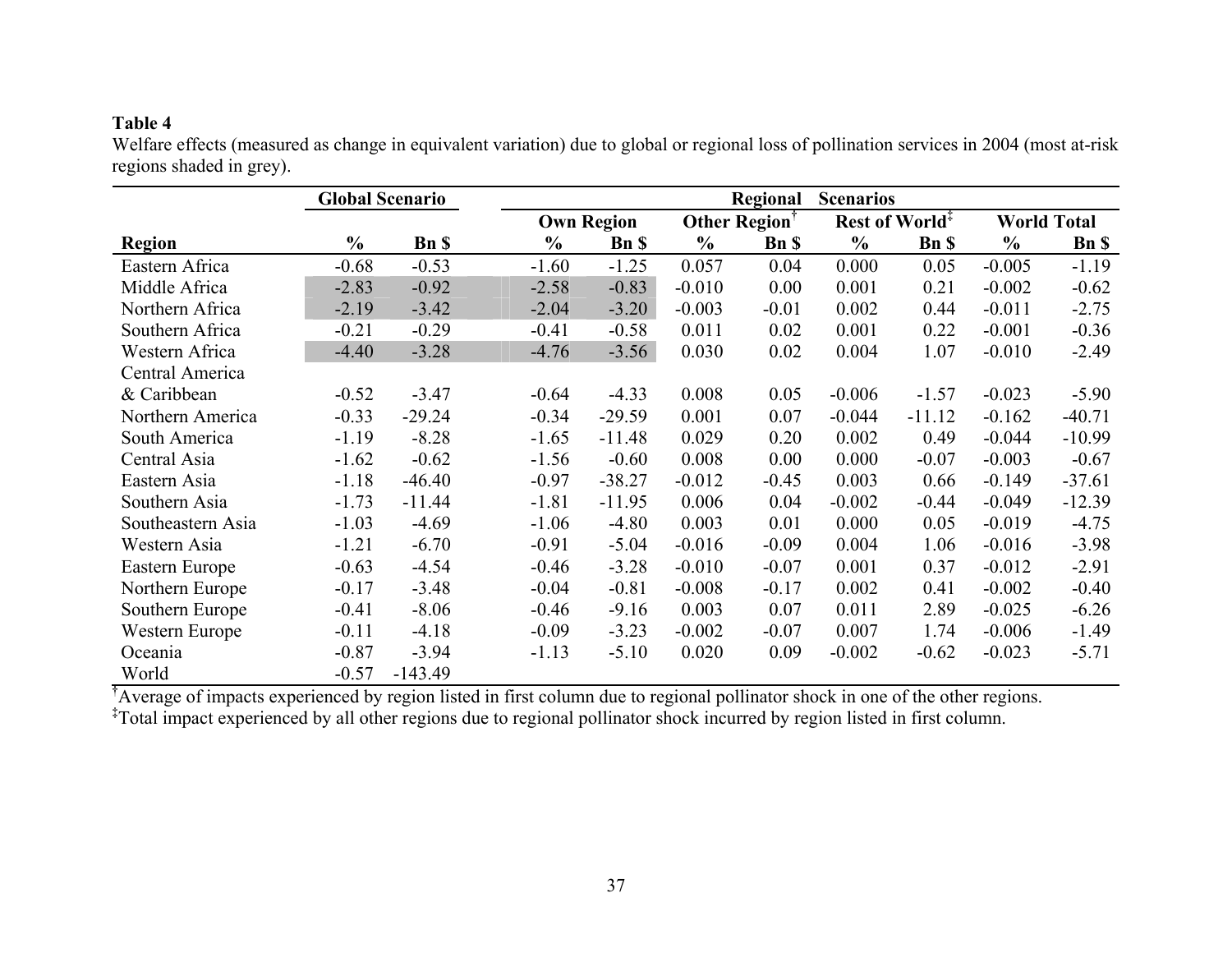**Table 4**

Welfare effects (measured as change in equivalent variation) due to global or regional loss of pollination services in 2004 (most at-risk regions shaded in grey).

| | Global Scenario | | Regional Scenarios | | | | | | | |
|---|---|---|---|---|---|---|---|---|---|---|
| | | | Own Region | | Other Region[†] | | Rest of World[‡] | | World Total | |
| **Region** | **%** | **Bn $** | **%** | **Bn $** | **%** | **Bn $** | **%** | **Bn $** | **%** | **Bn $** |
| Eastern Africa | -0.68 | -0.53 | -1.60 | -1.25 | 0.057 | 0.04 | 0.000 | 0.05 | -0.005 | -1.19 |
| Middle Africa | -2.83 | -0.92 | -2.58 | -0.83 | -0.010 | 0.00 | 0.001 | 0.21 | -0.002 | -0.62 |
| Northern Africa | -2.19 | -3.42 | -2.04 | -3.20 | -0.003 | -0.01 | 0.002 | 0.44 | -0.011 | -2.75 |
| Southern Africa | -0.21 | -0.29 | -0.41 | -0.58 | 0.011 | 0.02 | 0.001 | 0.22 | -0.001 | -0.36 |
| Western Africa | -4.40 | -3.28 | -4.76 | -3.56 | 0.030 | 0.02 | 0.004 | 1.07 | -0.010 | -2.49 |
| Central America & Caribbean | -0.52 | -3.47 | -0.64 | -4.33 | 0.008 | 0.05 | -0.006 | -1.57 | -0.023 | -5.90 |
| Northern America | -0.33 | -29.24 | -0.34 | -29.59 | 0.001 | 0.07 | -0.044 | -11.12 | -0.162 | -40.71 |
| South America | -1.19 | -8.28 | -1.65 | -11.48 | 0.029 | 0.20 | 0.002 | 0.49 | -0.044 | -10.99 |
| Central Asia | -1.62 | -0.62 | -1.56 | -0.60 | 0.008 | 0.00 | 0.000 | -0.07 | -0.003 | -0.67 |
| Eastern Asia | -1.18 | -46.40 | -0.97 | -38.27 | -0.012 | -0.45 | 0.003 | 0.66 | -0.149 | -37.61 |
| Southern Asia | -1.73 | -11.44 | -1.81 | -11.95 | 0.006 | 0.04 | -0.002 | -0.44 | -0.049 | -12.39 |
| Southeastern Asia | -1.03 | -4.69 | -1.06 | -4.80 | 0.003 | 0.01 | 0.000 | 0.05 | -0.019 | -4.75 |
| Western Asia | -1.21 | -6.70 | -0.91 | -5.04 | -0.016 | -0.09 | 0.004 | 1.06 | -0.016 | -3.98 |
| Eastern Europe | -0.63 | -4.54 | -0.46 | -3.28 | -0.010 | -0.07 | 0.001 | 0.37 | -0.012 | -2.91 |
| Northern Europe | -0.17 | -3.48 | -0.04 | -0.81 | -0.008 | -0.17 | 0.002 | 0.41 | -0.002 | -0.40 |
| Southern Europe | -0.41 | -8.06 | -0.46 | -9.16 | 0.003 | 0.07 | 0.011 | 2.89 | -0.025 | -6.26 |
| Western Europe | -0.11 | -4.18 | -0.09 | -3.23 | -0.002 | -0.07 | 0.007 | 1.74 | -0.006 | -1.49 |
| Oceania | -0.87 | -3.94 | -1.13 | -5.10 | 0.020 | 0.09 | -0.002 | -0.62 | -0.023 | -5.71 |
| World | -0.57 | -143.49 | | | | | | | | |

[†]Average of impacts experienced by region listed in first column due to regional pollinator shock in one of the other regions.

[‡]Total impact experienced by all other regions due to regional pollinator shock incurred by region listed in first column.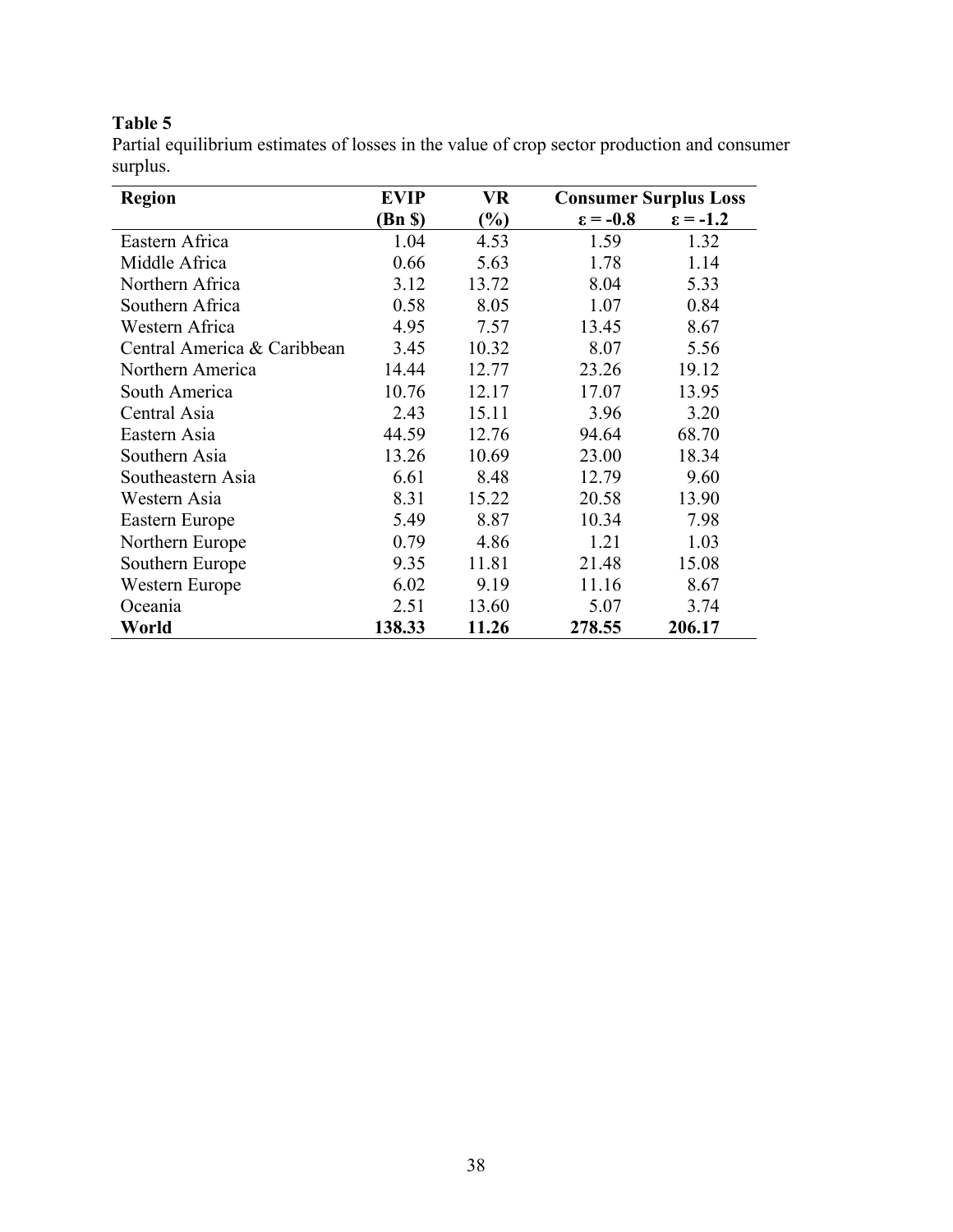**Table 5**

Partial equilibrium estimates of losses in the value of crop sector production and consumer surplus.

| Region | EVIP (Bn $) | VR (%) | Consumer Surplus Loss | |
|---|---|---|---|---|
| | | | $\varepsilon = -0.8$ | $\varepsilon = -1.2$ |
| Eastern Africa | 1.04 | 4.53 | 1.59 | 1.32 |
| Middle Africa | 0.66 | 5.63 | 1.78 | 1.14 |
| Northern Africa | 3.12 | 13.72 | 8.04 | 5.33 |
| Southern Africa | 0.58 | 8.05 | 1.07 | 0.84 |
| Western Africa | 4.95 | 7.57 | 13.45 | 8.67 |
| Central America & Caribbean | 3.45 | 10.32 | 8.07 | 5.56 |
| Northern America | 14.44 | 12.77 | 23.26 | 19.12 |
| South America | 10.76 | 12.17 | 17.07 | 13.95 |
| Central Asia | 2.43 | 15.11 | 3.96 | 3.20 |
| Eastern Asia | 44.59 | 12.76 | 94.64 | 68.70 |
| Southern Asia | 13.26 | 10.69 | 23.00 | 18.34 |
| Southeastern Asia | 6.61 | 8.48 | 12.79 | 9.60 |
| Western Asia | 8.31 | 15.22 | 20.58 | 13.90 |
| Eastern Europe | 5.49 | 8.87 | 10.34 | 7.98 |
| Northern Europe | 0.79 | 4.86 | 1.21 | 1.03 |
| Southern Europe | 9.35 | 11.81 | 21.48 | 15.08 |
| Western Europe | 6.02 | 9.19 | 11.16 | 8.67 |
| Oceania | 2.51 | 13.60 | 5.07 | 3.74 |
| **World** | **138.33** | **11.26** | **278.55** | **206.17** |